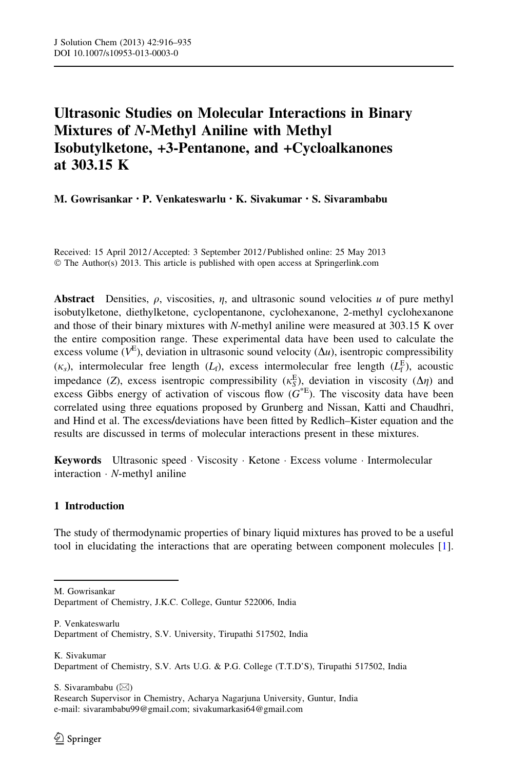# Ultrasonic Studies on Molecular Interactions in Binary Mixtures of *N*-Methyl Aniline with Methyl Isobutylketone, +3-Pentanone, and +Cycloalkanones at 303.15 K

**M. Gowrisankar · P. Venkateswarlu · K. Sivakumar · S. Sivarambabu**

Received: 15 April 2012 / Accepted: 3 September 2012 / Published online: 25 May 2013
© The Author(s) 2013. This article is published with open access at Springerlink.com

**Abstract** Densities, $\rho$, viscosities, $\eta$, and ultrasonic sound velocities $u$ of pure methyl isobutylketone, diethylketone, cyclopentanone, cyclohexanone, 2-methyl cyclohexanone and those of their binary mixtures with *N*-methyl aniline were measured at 303.15 K over the entire composition range. These experimental data have been used to calculate the excess volume ($V^{\mathrm{E}}$), deviation in ultrasonic sound velocity ($\Delta u$), isentropic compressibility ($\kappa_s$), intermolecular free length ($L_{\mathrm{f}}$), excess intermolecular free length ($L_{\mathrm{f}}^{\mathrm{E}}$), acoustic impedance ($Z$), excess isentropic compressibility ($\kappa_S^{\mathrm{E}}$), deviation in viscosity ($\Delta\eta$) and excess Gibbs energy of activation of viscous flow ($G^{*\mathrm{E}}$). The viscosity data have been correlated using three equations proposed by Grunberg and Nissan, Katti and Chaudhri, and Hind et al. The excess/deviations have been fitted by Redlich–Kister equation and the results are discussed in terms of molecular interactions present in these mixtures.

**Keywords** Ultrasonic speed · Viscosity · Ketone · Excess volume · Intermolecular interaction · *N*-methyl aniline

## 1 Introduction

The study of thermodynamic properties of binary liquid mixtures has proved to be a useful tool in elucidating the interactions that are operating between component molecules [1].

---

M. Gowrisankar
Department of Chemistry, J.K.C. College, Guntur 522006, India

P. Venkateswarlu
Department of Chemistry, S.V. University, Tirupathi 517502, India

K. Sivakumar
Department of Chemistry, S.V. Arts U.G. & P.G. College (T.T.D'S), Tirupathi 517502, India

S. Sivarambabu (✉)
Research Supervisor in Chemistry, Acharya Nagarjuna University, Guntur, India
e-mail: sivarambabu99@gmail.com; sivakumarkasi64@gmail.com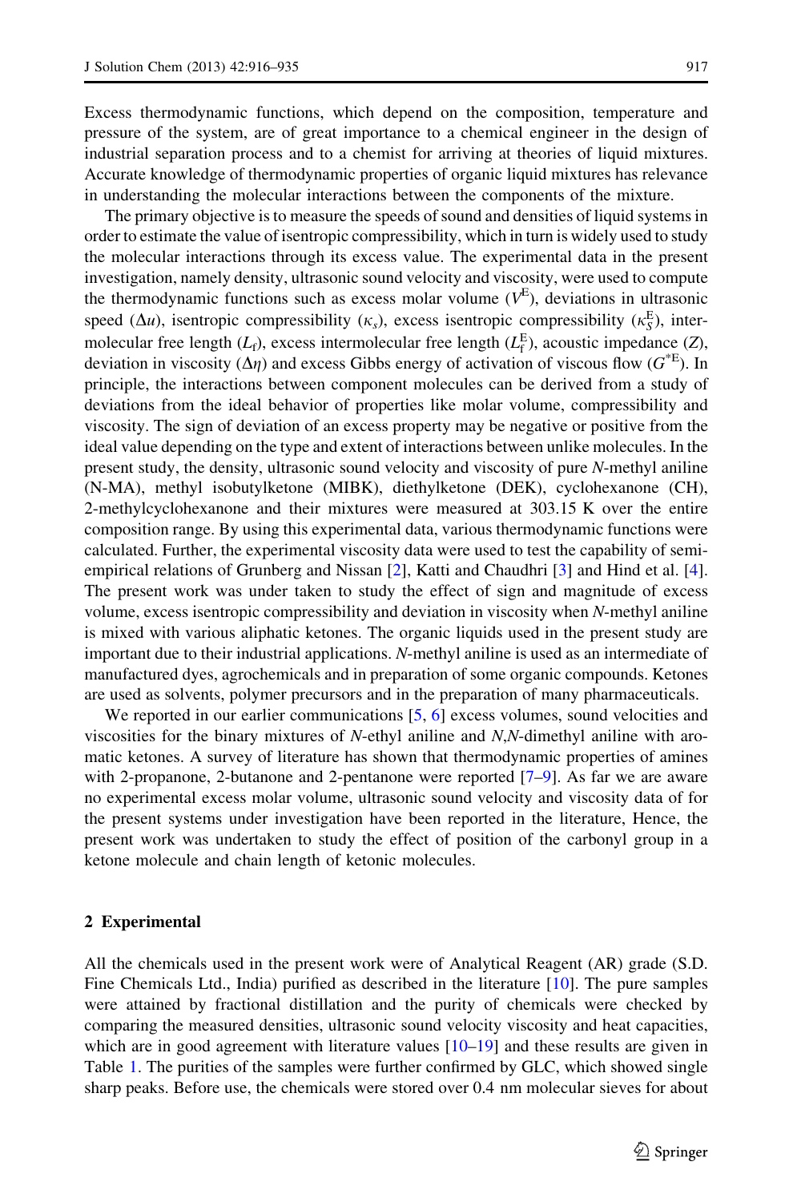Excess thermodynamic functions, which depend on the composition, temperature and pressure of the system, are of great importance to a chemical engineer in the design of industrial separation process and to a chemist for arriving at theories of liquid mixtures. Accurate knowledge of thermodynamic properties of organic liquid mixtures has relevance in understanding the molecular interactions between the components of the mixture.

The primary objective is to measure the speeds of sound and densities of liquid systems in order to estimate the value of isentropic compressibility, which in turn is widely used to study the molecular interactions through its excess value. The experimental data in the present investigation, namely density, ultrasonic sound velocity and viscosity, were used to compute the thermodynamic functions such as excess molar volume ($V^{\mathrm{E}}$), deviations in ultrasonic speed ($\Delta u$), isentropic compressibility ($\kappa_s$), excess isentropic compressibility ($\kappa_S^{\mathrm{E}}$), intermolecular free length ($L_{\mathrm{f}}$), excess intermolecular free length ($L_{\mathrm{f}}^{\mathrm{E}}$), acoustic impedance ($Z$), deviation in viscosity ($\Delta\eta$) and excess Gibbs energy of activation of viscous flow ($G^{*\mathrm{E}}$). In principle, the interactions between component molecules can be derived from a study of deviations from the ideal behavior of properties like molar volume, compressibility and viscosity. The sign of deviation of an excess property may be negative or positive from the ideal value depending on the type and extent of interactions between unlike molecules. In the present study, the density, ultrasonic sound velocity and viscosity of pure *N*-methyl aniline (N-MA), methyl isobutylketone (MIBK), diethylketone (DEK), cyclohexanone (CH), 2-methylcyclohexanone and their mixtures were measured at 303.15 K over the entire composition range. By using this experimental data, various thermodynamic functions were calculated. Further, the experimental viscosity data were used to test the capability of semi-empirical relations of Grunberg and Nissan [2], Katti and Chaudhri [3] and Hind et al. [4]. The present work was under taken to study the effect of sign and magnitude of excess volume, excess isentropic compressibility and deviation in viscosity when *N*-methyl aniline is mixed with various aliphatic ketones. The organic liquids used in the present study are important due to their industrial applications. *N*-methyl aniline is used as an intermediate of manufactured dyes, agrochemicals and in preparation of some organic compounds. Ketones are used as solvents, polymer precursors and in the preparation of many pharmaceuticals.

We reported in our earlier communications [5, 6] excess volumes, sound velocities and viscosities for the binary mixtures of *N*-ethyl aniline and *N*,*N*-dimethyl aniline with aromatic ketones. A survey of literature has shown that thermodynamic properties of amines with 2-propanone, 2-butanone and 2-pentanone were reported [7–9]. As far we are aware no experimental excess molar volume, ultrasonic sound velocity and viscosity data of for the present systems under investigation have been reported in the literature, Hence, the present work was undertaken to study the effect of position of the carbonyl group in a ketone molecule and chain length of ketonic molecules.

## 2 Experimental

All the chemicals used in the present work were of Analytical Reagent (AR) grade (S.D. Fine Chemicals Ltd., India) purified as described in the literature [10]. The pure samples were attained by fractional distillation and the purity of chemicals were checked by comparing the measured densities, ultrasonic sound velocity viscosity and heat capacities, which are in good agreement with literature values [10–19] and these results are given in Table 1. The purities of the samples were further confirmed by GLC, which showed single sharp peaks. Before use, the chemicals were stored over 0.4 nm molecular sieves for about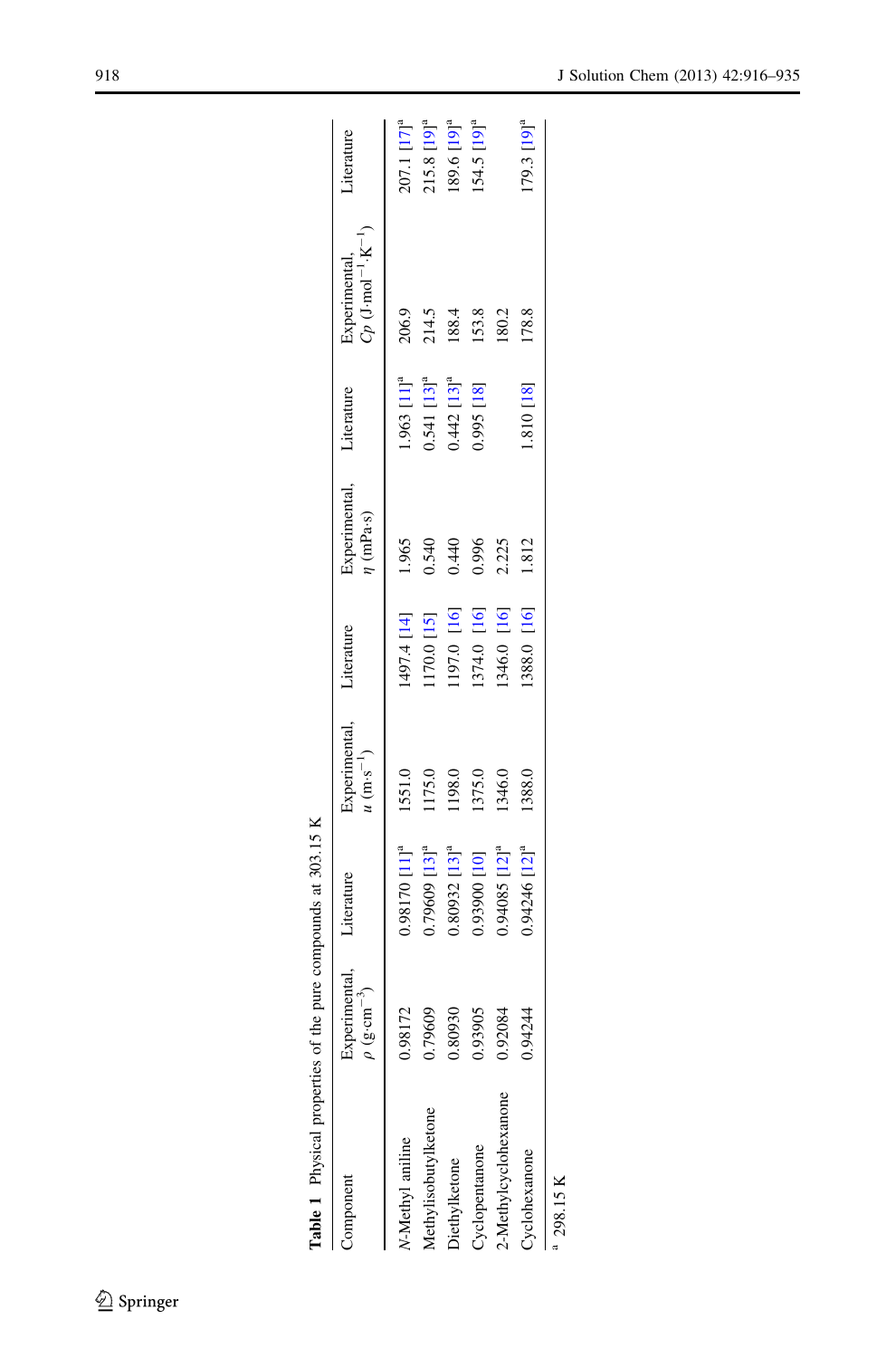**Table 1** Physical properties of the pure compounds at 303.15 K

| Component | Experimental, $\rho$ (g·cm$^{-3}$) | Literature | Experimental, $u$ (m·s$^{-1}$) | Literature | Experimental, $\eta$ (mPa·s) | Literature | Experimental, $Cp$ (J·mol$^{-1}$·K$^{-1}$) | Literature |
|---|---|---|---|---|---|---|---|---|
| *N*-Methyl aniline | 0.98172 | 0.98170 [11][a] | 1551.0 | 1497.4 [14] | 1.965 | 1.963 [11][a] | 206.9 | 207.1 [17][a] |
| Methylisobutylketone | 0.79609 | 0.79609 [13][a] | 1175.0 | 1170.0 [15] | 0.540 | 0.541 [13][a] | 214.5 | 215.8 [19][a] |
| Diethylketone | 0.80930 | 0.80932 [13][a] | 1198.0 | 1197.0 [16] | 0.440 | 0.442 [13][a] | 188.4 | 189.6 [19][a] |
| Cyclopentanone | 0.93905 | 0.93900 [10] | 1375.0 | 1374.0 [16] | 0.996 | 0.995 [18] | 153.8 | 154.5 [19][a] |
| 2-Methylcyclohexanone | 0.92084 | 0.94085 [12][a] | 1346.0 | 1346.0 [16] | 2.225 | | 180.2 | |
| Cyclohexanone | 0.94244 | 0.94246 [12][a] | 1388.0 | 1388.0 [16] | 1.812 | 1.810 [18] | 178.8 | 179.3 [19][a] |

[a] 298.15 K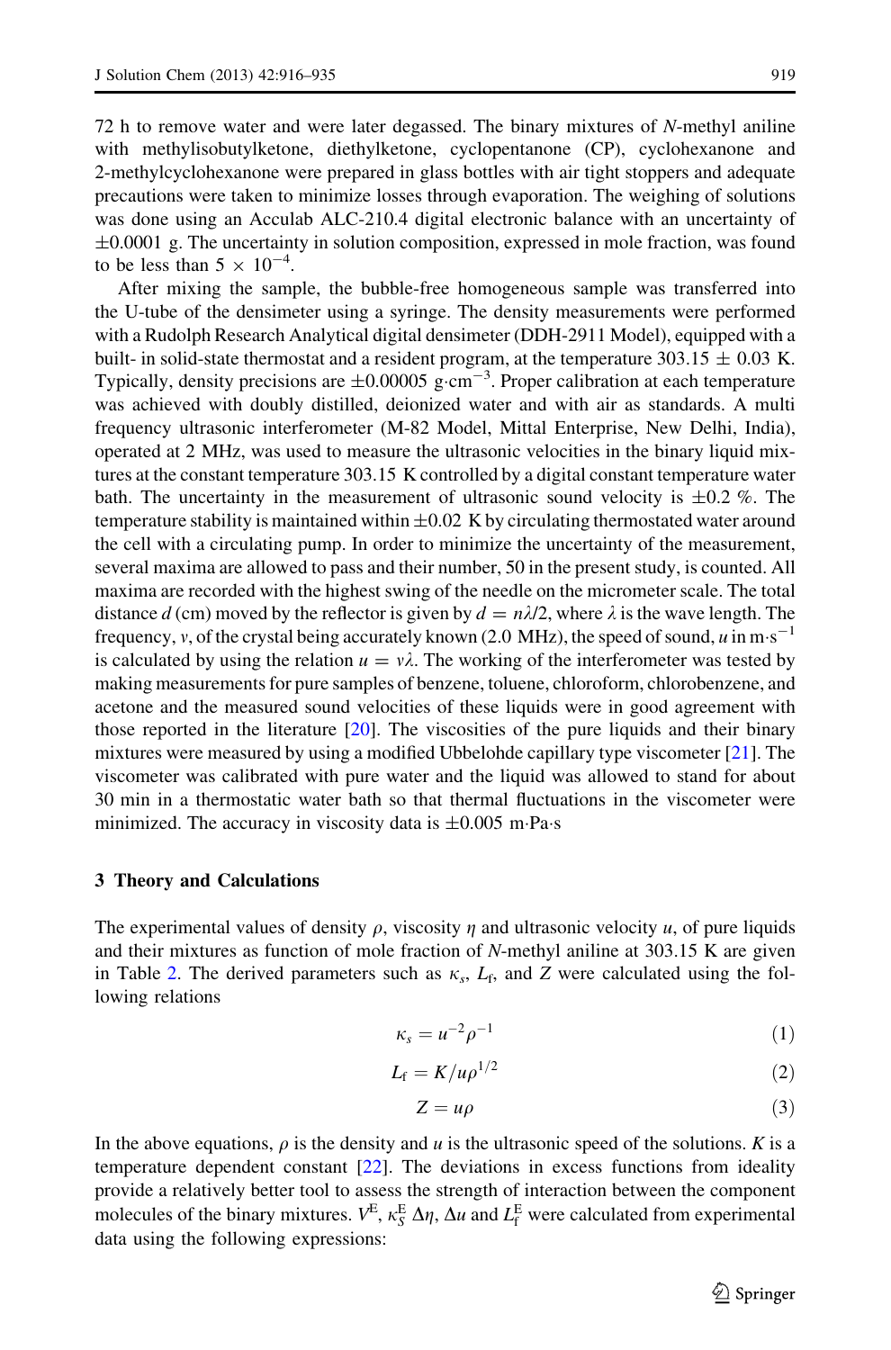72 h to remove water and were later degassed. The binary mixtures of *N*-methyl aniline with methylisobutylketone, diethylketone, cyclopentanone (CP), cyclohexanone and 2-methylcyclohexanone were prepared in glass bottles with air tight stoppers and adequate precautions were taken to minimize losses through evaporation. The weighing of solutions was done using an Acculab ALC-210.4 digital electronic balance with an uncertainty of $\pm 0.0001$ g. The uncertainty in solution composition, expressed in mole fraction, was found to be less than $5 \times 10^{-4}$.

After mixing the sample, the bubble-free homogeneous sample was transferred into the U-tube of the densimeter using a syringe. The density measurements were performed with a Rudolph Research Analytical digital densimeter (DDH-2911 Model), equipped with a built- in solid-state thermostat and a resident program, at the temperature $303.15 \pm 0.03$ K. Typically, density precisions are $\pm 0.00005$ $\text{g}\cdot\text{cm}^{-3}$. Proper calibration at each temperature was achieved with doubly distilled, deionized water and with air as standards. A multi frequency ultrasonic interferometer (M-82 Model, Mittal Enterprise, New Delhi, India), operated at 2 MHz, was used to measure the ultrasonic velocities in the binary liquid mixtures at the constant temperature 303.15 K controlled by a digital constant temperature water bath. The uncertainty in the measurement of ultrasonic sound velocity is $\pm 0.2$ %. The temperature stability is maintained within $\pm 0.02$ K by circulating thermostated water around the cell with a circulating pump. In order to minimize the uncertainty of the measurement, several maxima are allowed to pass and their number, 50 in the present study, is counted. All maxima are recorded with the highest swing of the needle on the micrometer scale. The total distance $d$ (cm) moved by the reflector is given by $d = n\lambda/2$, where $\lambda$ is the wave length. The frequency, $v$, of the crystal being accurately known (2.0 MHz), the speed of sound, $u$ in $\text{m}\cdot\text{s}^{-1}$ is calculated by using the relation $u = v\lambda$. The working of the interferometer was tested by making measurements for pure samples of benzene, toluene, chloroform, chlorobenzene, and acetone and the measured sound velocities of these liquids were in good agreement with those reported in the literature [20]. The viscosities of the pure liquids and their binary mixtures were measured by using a modified Ubbelohde capillary type viscometer [21]. The viscometer was calibrated with pure water and the liquid was allowed to stand for about 30 min in a thermostatic water bath so that thermal fluctuations in the viscometer were minimized. The accuracy in viscosity data is $\pm 0.005$ $\text{m}\cdot\text{Pa}\cdot\text{s}$

## 3 Theory and Calculations

The experimental values of density $\rho$, viscosity $\eta$ and ultrasonic velocity $u$, of pure liquids and their mixtures as function of mole fraction of *N*-methyl aniline at 303.15 K are given in Table 2. The derived parameters such as $\kappa_s$, $L_f$, and $Z$ were calculated using the following relations

$$\kappa_s = u^{-2}\rho^{-1} \tag{1}$$

$$L_f = K/u\rho^{1/2} \tag{2}$$

$$Z = u\rho \tag{3}$$

In the above equations, $\rho$ is the density and $u$ is the ultrasonic speed of the solutions. $K$ is a temperature dependent constant [22]. The deviations in excess functions from ideality provide a relatively better tool to assess the strength of interaction between the component molecules of the binary mixtures. $V^E$, $\kappa_S^E$ $\Delta\eta$, $\Delta u$ and $L_f^E$ were calculated from experimental data using the following expressions: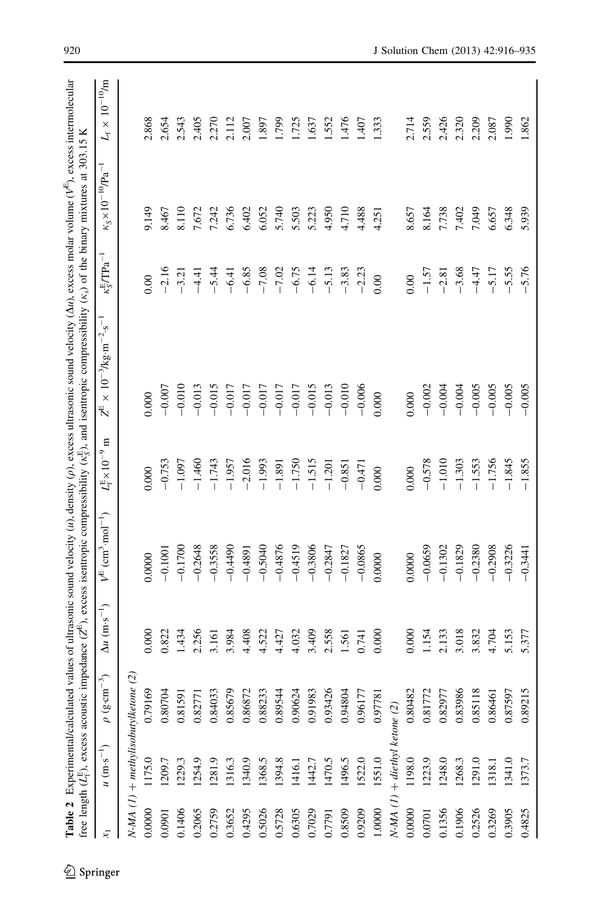**Table 2** Experimental/calculated values of ultrasonic sound velocity ($u$), density ($\rho$), excess ultrasonic sound velocity ($\Delta u$), excess molar volume ($V^E$), excess intermolecular free length ($L_f^E$), excess acoustic impedance ($Z^E$), excess isentropic compressibility ($\kappa_S^E$), and isentropic compressibility ($\kappa_S$) of the binary mixtures at 303.15 K

| $x_1$ | $u$ (m·s$^{-1}$) | $\rho$ (g·cm$^{-3}$) | $\Delta u$ (m·s$^{-1}$) | $V^E$ (cm$^3$·mol$^{-1}$) | $L_f^E \times 10^{-9}$ m | $Z^E \times 10^{-3}$/kg·m$^{-2}$·s$^{-1}$ | $\kappa_S^E$/TPa$^{-1}$ | $\kappa_S \times 10^{-10}$/Pa$^{-1}$ | $L_f \times 10^{-10}$/m |
|---|---|---|---|---|---|---|---|---|---|
| *N-MA (1) + methylisobutylketone (2)* | | | | | | | | | |
| 0.0000 | 1175.0 | 0.79169 | 0.000 | 0.0000 | 0.000 | 0.000 | 0.00 | 9.149 | 2.868 |
| 0.0901 | 1209.7 | 0.80704 | 0.822 | −0.1001 | −0.753 | −0.007 | −2.16 | 8.467 | 2.654 |
| 0.1406 | 1229.3 | 0.81591 | 1.434 | −0.1700 | −1.097 | −0.010 | −3.21 | 8.110 | 2.543 |
| 0.2065 | 1254.9 | 0.82771 | 2.256 | −0.2648 | −1.460 | −0.013 | −4.41 | 7.672 | 2.405 |
| 0.2759 | 1281.9 | 0.84033 | 3.161 | −0.3558 | −1.743 | −0.015 | −5.44 | 7.242 | 2.270 |
| 0.3652 | 1316.3 | 0.85679 | 3.984 | −0.4490 | −1.957 | −0.017 | −6.41 | 6.736 | 2.112 |
| 0.4295 | 1340.9 | 0.86872 | 4.408 | −0.4891 | −2.016 | −0.017 | −6.85 | 6.402 | 2.007 |
| 0.5026 | 1368.5 | 0.88233 | 4.522 | −0.5040 | −1.993 | −0.017 | −7.08 | 6.052 | 1.897 |
| 0.5728 | 1394.8 | 0.89544 | 4.427 | −0.4876 | −1.891 | −0.017 | −7.02 | 5.740 | 1.799 |
| 0.6305 | 1416.1 | 0.90624 | 4.032 | −0.4519 | −1.750 | −0.017 | −6.75 | 5.503 | 1.725 |
| 0.7029 | 1442.7 | 0.91983 | 3.409 | −0.3806 | −1.515 | −0.015 | −6.14 | 5.223 | 1.637 |
| 0.7791 | 1470.5 | 0.93426 | 2.558 | −0.2847 | −1.201 | −0.013 | −5.13 | 4.950 | 1.552 |
| 0.8509 | 1496.5 | 0.94804 | 1.561 | −0.1827 | −0.851 | −0.010 | −3.83 | 4.710 | 1.476 |
| 0.9209 | 1522.0 | 0.96177 | 0.741 | −0.0865 | −0.471 | −0.006 | −2.23 | 4.488 | 1.407 |
| 1.0000 | 1551.0 | 0.97781 | 0.000 | 0.0000 | 0.000 | 0.000 | 0.00 | 4.251 | 1.333 |
| *N-MA (1) + diethyl ketone (2)* | | | | | | | | | |
| 0.0000 | 1198.0 | 0.80482 | 0.000 | 0.0000 | 0.000 | 0.000 | 0.00 | 8.657 | 2.714 |
| 0.0701 | 1223.9 | 0.81772 | 1.154 | −0.0659 | −0.578 | −0.002 | −1.57 | 8.164 | 2.559 |
| 0.1356 | 1248.0 | 0.82977 | 2.133 | −0.1302 | −1.010 | −0.004 | −2.81 | 7.738 | 2.426 |
| 0.1906 | 1268.3 | 0.83986 | 3.018 | −0.1829 | −1.303 | −0.004 | −3.68 | 7.402 | 2.320 |
| 0.2526 | 1291.0 | 0.85118 | 3.832 | −0.2380 | −1.553 | −0.005 | −4.47 | 7.049 | 2.209 |
| 0.3269 | 1318.1 | 0.86461 | 4.704 | −0.2908 | −1.756 | −0.005 | −5.17 | 6.657 | 2.087 |
| 0.3905 | 1341.0 | 0.87597 | 5.153 | −0.3226 | −1.845 | −0.005 | −5.55 | 6.348 | 1.990 |
| 0.4825 | 1373.7 | 0.89215 | 5.377 | −0.3441 | −1.855 | −0.005 | −5.76 | 5.939 | 1.862 |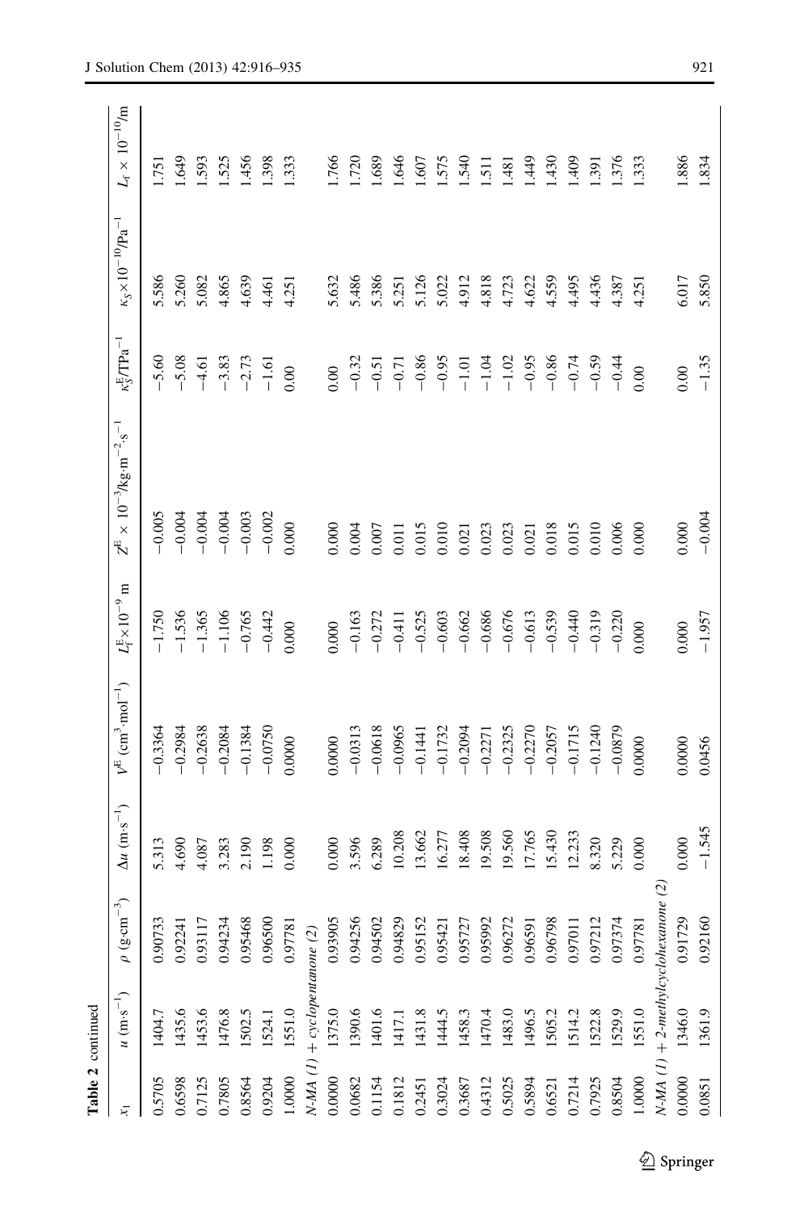**Table 2** continued

| $x_1$ | $u$ (m·s$^{-1}$) | $\rho$ (g·cm$^{-3}$) | $\Delta u$ (m·s$^{-1}$) | $V^E$ (cm$^3$·mol$^{-1}$) | $L_f^E \times 10^{-9}$ m | $Z^E \times 10^{-3}$/kg·m$^{-2}$·s$^{-1}$ | $\kappa_S^E$/TPa$^{-1}$ | $\kappa_S \times 10^{-10}$/Pa$^{-1}$ | $L_f \times 10^{-10}$/m |
|---|---|---|---|---|---|---|---|---|---|
| 0.5705 | 1404.7 | 0.90733 | 5.313 | −0.3364 | −1.750 | −0.005 | −5.60 | 5.586 | 1.751 |
| 0.6598 | 1435.6 | 0.92241 | 4.690 | −0.2984 | −1.536 | −0.004 | −5.08 | 5.260 | 1.649 |
| 0.7125 | 1453.6 | 0.93117 | 4.087 | −0.2638 | −1.365 | −0.004 | −4.61 | 5.082 | 1.593 |
| 0.7805 | 1476.8 | 0.94234 | 3.283 | −0.2084 | −1.106 | −0.004 | −3.83 | 4.865 | 1.525 |
| 0.8564 | 1502.5 | 0.95468 | 2.190 | −0.1384 | −0.765 | −0.003 | −2.73 | 4.639 | 1.456 |
| 0.9204 | 1524.1 | 0.96500 | 1.198 | −0.0750 | −0.442 | −0.002 | −1.61 | 4.461 | 1.398 |
| 1.0000 | 1551.0 | 0.97781 | 0.000 | 0.0000 | 0.000 | 0.000 | 0.00 | 4.251 | 1.333 |
| *N-MA (1) + cyclopentanone (2)* | | | | | | | | | |
| 0.0000 | 1375.0 | 0.93905 | 0.000 | 0.0000 | 0.000 | 0.000 | 0.00 | 5.632 | 1.766 |
| 0.0682 | 1390.6 | 0.94256 | 3.596 | −0.0313 | −0.163 | 0.004 | −0.32 | 5.486 | 1.720 |
| 0.1154 | 1401.6 | 0.94502 | 6.289 | −0.0618 | −0.272 | 0.007 | −0.51 | 5.386 | 1.689 |
| 0.1812 | 1417.1 | 0.94829 | 10.208 | −0.0965 | −0.411 | 0.011 | −0.71 | 5.251 | 1.646 |
| 0.2451 | 1431.8 | 0.95152 | 13.662 | −0.1441 | −0.525 | 0.015 | −0.86 | 5.126 | 1.607 |
| 0.3024 | 1444.5 | 0.95421 | 16.277 | −0.1732 | −0.603 | 0.010 | −0.95 | 5.022 | 1.575 |
| 0.3687 | 1458.3 | 0.95727 | 18.408 | −0.2094 | −0.662 | 0.021 | −1.01 | 4.912 | 1.540 |
| 0.4312 | 1470.4 | 0.95992 | 19.508 | −0.2271 | −0.686 | 0.023 | −1.04 | 4.818 | 1.511 |
| 0.5025 | 1483.0 | 0.96272 | 19.560 | −0.2325 | −0.676 | 0.023 | −1.02 | 4.723 | 1.481 |
| 0.5894 | 1496.5 | 0.96591 | 17.765 | −0.2270 | −0.613 | 0.021 | −0.95 | 4.622 | 1.449 |
| 0.6521 | 1505.2 | 0.96798 | 15.430 | −0.2057 | −0.539 | 0.018 | −0.86 | 4.559 | 1.430 |
| 0.7214 | 1514.2 | 0.97011 | 12.233 | −0.1715 | −0.440 | 0.015 | −0.74 | 4.495 | 1.409 |
| 0.7925 | 1522.8 | 0.97212 | 8.320 | −0.1240 | −0.319 | 0.010 | −0.59 | 4.436 | 1.391 |
| 0.8504 | 1529.9 | 0.97374 | 5.229 | −0.0879 | −0.220 | 0.006 | −0.44 | 4.387 | 1.376 |
| 1.0000 | 1551.0 | 0.97781 | 0.000 | 0.0000 | 0.000 | 0.000 | 0.00 | 4.251 | 1.333 |
| *N-MA (1) + 2-methylcyclohexanone (2)* | | | | | | | | | |
| 0.0000 | 1346.0 | 0.91729 | 0.000 | 0.0000 | 0.000 | 0.000 | 0.00 | 6.017 | 1.886 |
| 0.0851 | 1361.9 | 0.92160 | −1.545 | 0.0456 | −1.957 | −0.004 | −1.35 | 5.850 | 1.834 |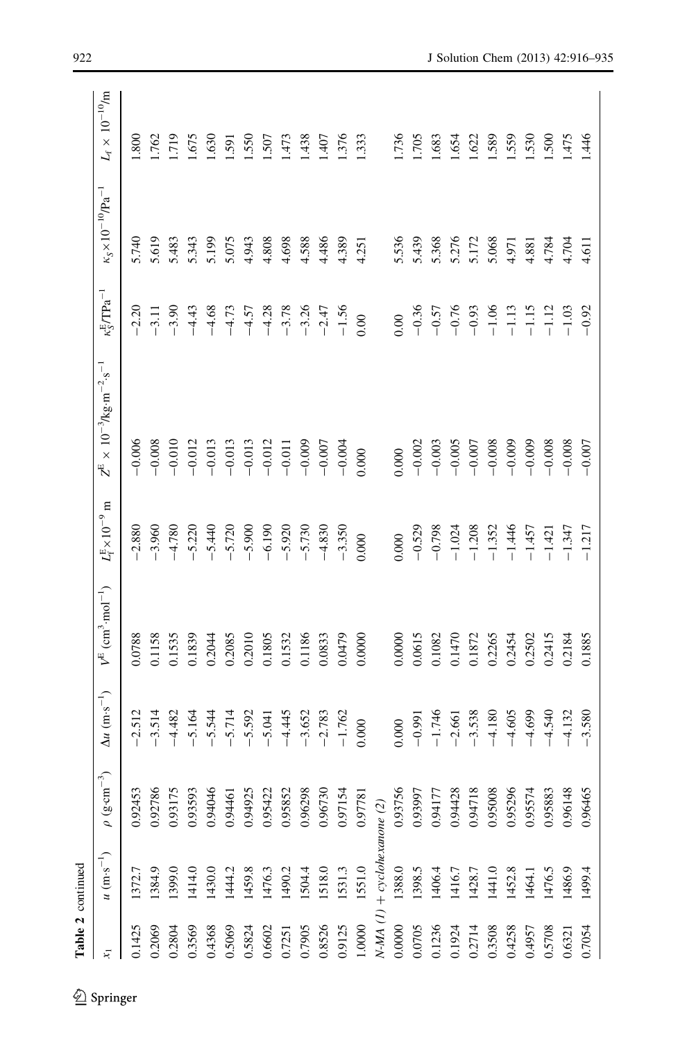**Table 2** continued

| $x_1$ | $u$ (m·s$^{-1}$) | $\rho$ (g·cm$^{-3}$) | $\Delta u$ (m·s$^{-1}$) | $V^E$ (cm$^3$·mol$^{-1}$) | $L_f^E \times 10^{-9}$ m | $Z^E \times 10^{-3}$/kg·m$^{-2}$·s$^{-1}$ | $\kappa_S^E$/TPa$^{-1}$ | $\kappa_S \times 10^{-10}$/Pa$^{-1}$ | $L_f \times 10^{-10}$/m |
|---|---|---|---|---|---|---|---|---|---|
| 0.1425 | 1372.7 | 0.92453 | −2.512 | 0.0788 | −2.880 | −0.006 | −2.20 | 5.740 | 1.800 |
| 0.2069 | 1384.9 | 0.92786 | −3.514 | 0.1158 | −3.960 | −0.008 | −3.11 | 5.619 | 1.762 |
| 0.2804 | 1399.0 | 0.93175 | −4.482 | 0.1535 | −4.780 | −0.010 | −3.90 | 5.483 | 1.719 |
| 0.3569 | 1414.0 | 0.93593 | −5.164 | 0.1839 | −5.220 | −0.012 | −4.43 | 5.343 | 1.675 |
| 0.4368 | 1430.0 | 0.94046 | −5.544 | 0.2044 | −5.440 | −0.013 | −4.68 | 5.199 | 1.630 |
| 0.5069 | 1444.2 | 0.94461 | −5.714 | 0.2085 | −5.720 | −0.013 | −4.73 | 5.075 | 1.591 |
| 0.5824 | 1459.8 | 0.94925 | −5.592 | 0.2010 | −5.900 | −0.013 | −4.57 | 4.943 | 1.550 |
| 0.6602 | 1476.3 | 0.95422 | −5.041 | 0.1805 | −6.190 | −0.012 | −4.28 | 4.808 | 1.507 |
| 0.7251 | 1490.2 | 0.95852 | −4.445 | 0.1532 | −5.920 | −0.011 | −3.78 | 4.698 | 1.473 |
| 0.7905 | 1504.4 | 0.96298 | −3.652 | 0.1186 | −5.730 | −0.009 | −3.26 | 4.588 | 1.438 |
| 0.8526 | 1518.0 | 0.96730 | −2.783 | 0.0833 | −4.830 | −0.007 | −2.47 | 4.486 | 1.407 |
| 0.9125 | 1531.3 | 0.97154 | −1.762 | 0.0479 | −3.350 | −0.004 | −1.56 | 4.389 | 1.376 |
| 1.0000 | 1551.0 | 0.97781 | 0.000 | 0.0000 | 0.000 | 0.000 | 0.00 | 4.251 | 1.333 |
| *N-MA (1) + cyclohexanone (2)* | | | | | | | | | |
| 0.0000 | 1388.0 | 0.93756 | 0.000 | 0.0000 | 0.000 | 0.000 | 0.00 | 5.536 | 1.736 |
| 0.0705 | 1398.5 | 0.93997 | −0.991 | 0.0615 | −0.529 | −0.002 | −0.36 | 5.439 | 1.705 |
| 0.1236 | 1406.4 | 0.94177 | −1.746 | 0.1082 | −0.798 | −0.003 | −0.57 | 5.368 | 1.683 |
| 0.1924 | 1416.7 | 0.94428 | −2.661 | 0.1470 | −1.024 | −0.005 | −0.76 | 5.276 | 1.654 |
| 0.2714 | 1428.7 | 0.94718 | −3.538 | 0.1872 | −1.208 | −0.007 | −0.93 | 5.172 | 1.622 |
| 0.3508 | 1441.0 | 0.95008 | −4.180 | 0.2265 | −1.352 | −0.008 | −1.06 | 5.068 | 1.589 |
| 0.4258 | 1452.8 | 0.95296 | −4.605 | 0.2454 | −1.446 | −0.009 | −1.13 | 4.971 | 1.559 |
| 0.4957 | 1464.1 | 0.95574 | −4.699 | 0.2502 | −1.457 | −0.009 | −1.15 | 4.881 | 1.530 |
| 0.5708 | 1476.5 | 0.95883 | −4.540 | 0.2415 | −1.421 | −0.008 | −1.12 | 4.784 | 1.500 |
| 0.6321 | 1486.9 | 0.96148 | −4.132 | 0.2184 | −1.347 | −0.008 | −1.03 | 4.704 | 1.475 |
| 0.7054 | 1499.4 | 0.96465 | −3.580 | 0.1885 | −1.217 | −0.007 | −0.92 | 4.611 | 1.446 |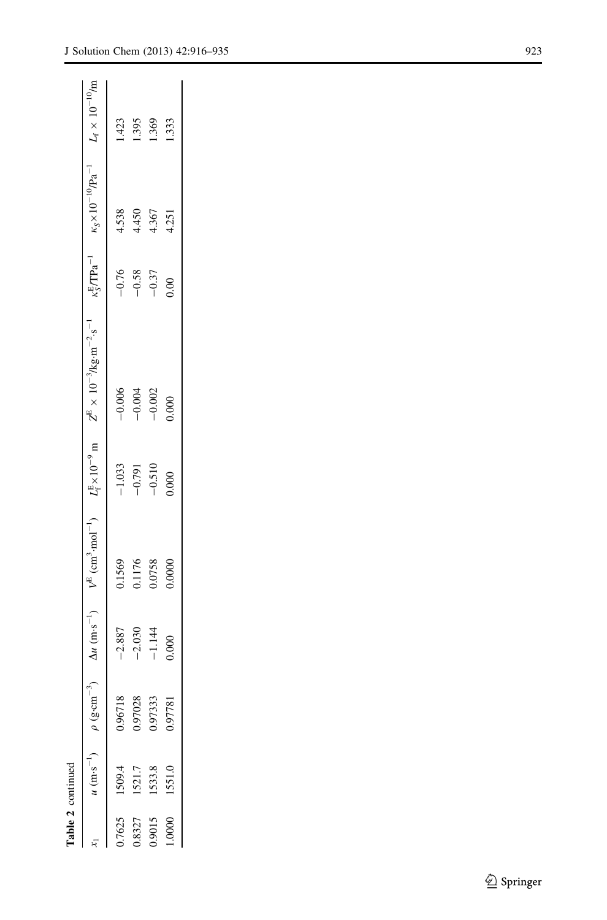**Table 2** continued

| $x_1$ | $u$ (m·s$^{-1}$) | $\rho$ (g·cm$^{-3}$) | $\Delta u$ (m·s$^{-1}$) | $V^{E}$ (cm$^3$·mol$^{-1}$) | $L_f^E \times 10^{-9}$ m | $Z^E \times 10^{-3}$/kg·m$^{-2}$·s$^{-1}$ | $\kappa_S^E$/TPa$^{-1}$ | $\kappa_S \times 10^{-10}$/Pa$^{-1}$ | $L_f \times 10^{-10}$/m |
|---|---|---|---|---|---|---|---|---|---|
| 0.7625 | 1509.4 | 0.96718 | −2.887 | 0.1569 | −1.033 | −0.006 | −0.76 | 4.538 | 1.423 |
| 0.8327 | 1521.7 | 0.97028 | −2.030 | 0.1176 | −0.791 | −0.004 | −0.58 | 4.450 | 1.395 |
| 0.9015 | 1533.8 | 0.97333 | −1.144 | 0.0758 | −0.510 | −0.002 | −0.37 | 4.367 | 1.369 |
| 1.0000 | 1551.0 | 0.97781 | 0.000 | 0.0000 | 0.000 | 0.000 | 0.00 | 4.251 | 1.333 |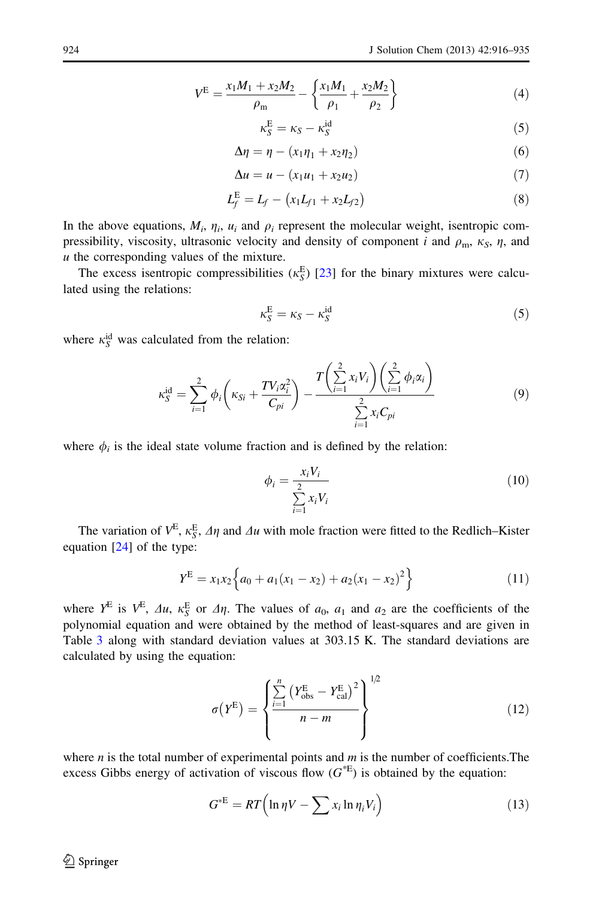$$V^{\mathrm{E}} = \frac{x_1 M_1 + x_2 M_2}{\rho_{\mathrm{m}}} - \left\{ \frac{x_1 M_1}{\rho_1} + \frac{x_2 M_2}{\rho_2} \right\} \tag{4}$$

$$\kappa_S^{\mathrm{E}} = \kappa_S - \kappa_S^{\mathrm{id}} \tag{5}$$

$$\Delta\eta = \eta - (x_1 \eta_1 + x_2 \eta_2) \tag{6}$$

$$\Delta u = u - (x_1 u_1 + x_2 u_2) \tag{7}$$

$$L_f^{\mathrm{E}} = L_f - (x_1 L_{f1} + x_2 L_{f2}) \tag{8}$$

In the above equations, $M_i$, $\eta_i$, $u_i$ and $\rho_i$ represent the molecular weight, isentropic compressibility, viscosity, ultrasonic velocity and density of component $i$ and $\rho_{\mathrm{m}}$, $\kappa_S$, $\eta$, and $u$ the corresponding values of the mixture.

The excess isentropic compressibilities ($\kappa_S^{\mathrm{E}}$) [23] for the binary mixtures were calculated using the relations:

$$\kappa_S^{\mathrm{E}} = \kappa_S - \kappa_S^{\mathrm{id}} \tag{5}$$

where $\kappa_S^{\mathrm{id}}$ was calculated from the relation:

$$\kappa_S^{\mathrm{id}} = \sum_{i=1}^{2} \phi_i \left( \kappa_{Si} + \frac{T V_i \alpha_i^2}{C_{pi}} \right) - \frac{T \left( \sum_{i=1}^{2} x_i V_i \right) \left( \sum_{i=1}^{2} \phi_i \alpha_i \right)}{\sum_{i=1}^{2} x_i C_{pi}} \tag{9}$$

where $\phi_i$ is the ideal state volume fraction and is defined by the relation:

$$\phi_i = \frac{x_i V_i}{\sum_{i=1}^{2} x_i V_i} \tag{10}$$

The variation of $V^{\mathrm{E}}$, $\kappa_S^{\mathrm{E}}$, $\Delta\eta$ and $\Delta u$ with mole fraction were fitted to the Redlich–Kister equation [24] of the type:

$$Y^{\mathrm{E}} = x_1 x_2 \left\{ a_0 + a_1 (x_1 - x_2) + a_2 (x_1 - x_2)^2 \right\} \tag{11}$$

where $Y^{\mathrm{E}}$ is $V^{\mathrm{E}}$, $\Delta u$, $\kappa_S^{\mathrm{E}}$ or $\Delta\eta$. The values of $a_0$, $a_1$ and $a_2$ are the coefficients of the polynomial equation and were obtained by the method of least-squares and are given in Table 3 along with standard deviation values at 303.15 K. The standard deviations are calculated by using the equation:

$$\sigma(Y^{\mathrm{E}}) = \left\{ \frac{\sum_{i=1}^{n} \left( Y_{\mathrm{obs}}^{\mathrm{E}} - Y_{\mathrm{cal}}^{\mathrm{E}} \right)^2}{n - m} \right\}^{1/2} \tag{12}$$

where $n$ is the total number of experimental points and $m$ is the number of coefficients.The excess Gibbs energy of activation of viscous flow ($G^{*\mathrm{E}}$) is obtained by the equation:

$$G^{*\mathrm{E}} = RT \left( \ln \eta V - \sum x_i \ln \eta_i V_i \right) \tag{13}$$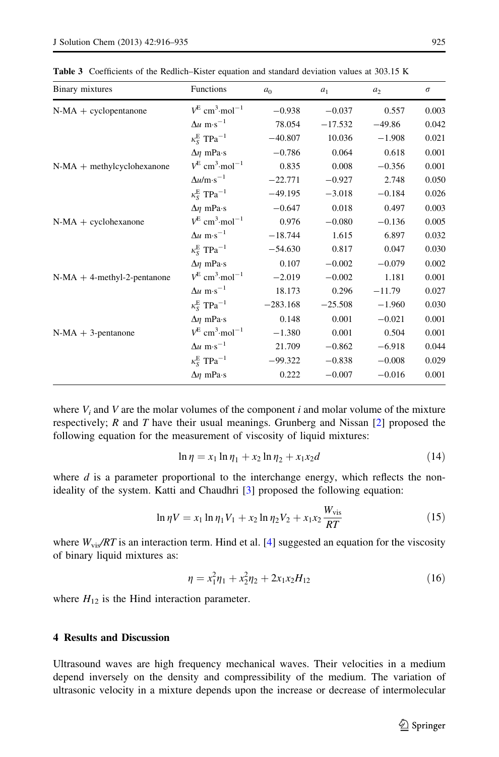**Table 3** Coefficients of the Redlich–Kister equation and standard deviation values at 303.15 K

| Binary mixtures | Functions | $a_0$ | $a_1$ | $a_2$ | $\sigma$ |
|---|---|---|---|---|---|
| N-MA + cyclopentanone | $V^E$ $cm^3 \cdot mol^{-1}$ | −0.938 | −0.037 | 0.557 | 0.003 |
| | $\Delta u$ $m \cdot s^{-1}$ | 78.054 | −17.532 | −49.86 | 0.042 |
| | $\kappa_S^E$ $TPa^{-1}$ | −40.807 | 10.036 | −1.908 | 0.021 |
| | $\Delta\eta$ mPa·s | −0.786 | 0.064 | 0.618 | 0.001 |
| N-MA + methylcyclohexanone | $V^E$ $cm^3 \cdot mol^{-1}$ | 0.835 | 0.008 | −0.356 | 0.001 |
| | $\Delta u/m \cdot s^{-1}$ | −22.771 | −0.927 | 2.748 | 0.050 |
| | $\kappa_S^E$ $TPa^{-1}$ | −49.195 | −3.018 | −0.184 | 0.026 |
| | $\Delta\eta$ mPa·s | −0.647 | 0.018 | 0.497 | 0.003 |
| N-MA + cyclohexanone | $V^E$ $cm^3 \cdot mol^{-1}$ | 0.976 | −0.080 | −0.136 | 0.005 |
| | $\Delta u$ $m \cdot s^{-1}$ | −18.744 | 1.615 | 6.897 | 0.032 |
| | $\kappa_S^E$ $TPa^{-1}$ | −54.630 | 0.817 | 0.047 | 0.030 |
| | $\Delta\eta$ mPa·s | 0.107 | −0.002 | −0.079 | 0.002 |
| N-MA + 4-methyl-2-pentanone | $V^E$ $cm^3 \cdot mol^{-1}$ | −2.019 | −0.002 | 1.181 | 0.001 |
| | $\Delta u$ $m \cdot s^{-1}$ | 18.173 | 0.296 | −11.79 | 0.027 |
| | $\kappa_S^E$ $TPa^{-1}$ | −283.168 | −25.508 | −1.960 | 0.030 |
| | $\Delta\eta$ mPa·s | 0.148 | 0.001 | −0.021 | 0.001 |
| N-MA + 3-pentanone | $V^E$ $cm^3 \cdot mol^{-1}$ | −1.380 | 0.001 | 0.504 | 0.001 |
| | $\Delta u$ $m \cdot s^{-1}$ | 21.709 | −0.862 | −6.918 | 0.044 |
| | $\kappa_S^E$ $TPa^{-1}$ | −99.322 | −0.838 | −0.008 | 0.029 |
| | $\Delta\eta$ mPa·s | 0.222 | −0.007 | −0.016 | 0.001 |

where $V_i$ and $V$ are the molar volumes of the component $i$ and molar volume of the mixture respectively; $R$ and $T$ have their usual meanings. Grunberg and Nissan [2] proposed the following equation for the measurement of viscosity of liquid mixtures:

$$\ln \eta = x_1 \ln \eta_1 + x_2 \ln \eta_2 + x_1 x_2 d \tag{14}$$

where $d$ is a parameter proportional to the interchange energy, which reflects the non-ideality of the system. Katti and Chaudhri [3] proposed the following equation:

$$\ln \eta V = x_1 \ln \eta_1 V_1 + x_2 \ln \eta_2 V_2 + x_1 x_2 \frac{W_{\text{vis}}}{RT} \tag{15}$$

where $W_{\text{vis}}/RT$ is an interaction term. Hind et al. [4] suggested an equation for the viscosity of binary liquid mixtures as:

$$\eta = x_1^2 \eta_1 + x_2^2 \eta_2 + 2x_1 x_2 H_{12} \tag{16}$$

where $H_{12}$ is the Hind interaction parameter.

## 4 Results and Discussion

Ultrasound waves are high frequency mechanical waves. Their velocities in a medium depend inversely on the density and compressibility of the medium. The variation of ultrasonic velocity in a mixture depends upon the increase or decrease of intermolecular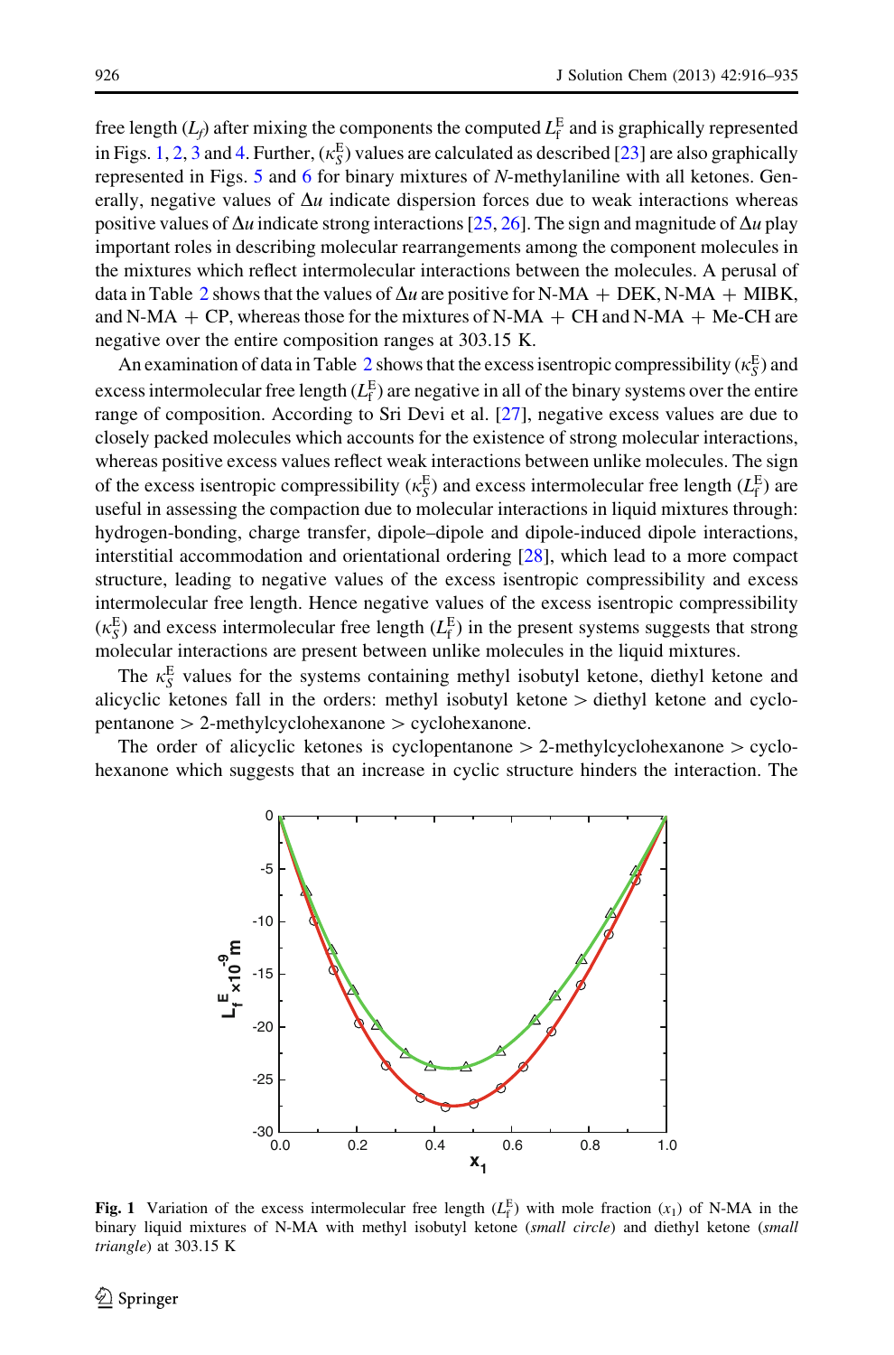free length ($L_f$) after mixing the components the computed $L_f^E$ and is graphically represented in Figs. 1, 2, 3 and 4. Further, ($\kappa_S^E$) values are calculated as described [23] are also graphically represented in Figs. 5 and 6 for binary mixtures of *N*-methylaniline with all ketones. Generally, negative values of $\Delta u$ indicate dispersion forces due to weak interactions whereas positive values of $\Delta u$ indicate strong interactions [25, 26]. The sign and magnitude of $\Delta u$ play important roles in describing molecular rearrangements among the component molecules in the mixtures which reflect intermolecular interactions between the molecules. A perusal of data in Table 2 shows that the values of $\Delta u$ are positive for N-MA + DEK, N-MA + MIBK, and N-MA + CP, whereas those for the mixtures of N-MA + CH and N-MA + Me-CH are negative over the entire composition ranges at 303.15 K.

An examination of data in Table 2 shows that the excess isentropic compressibility ($\kappa_S^E$) and excess intermolecular free length ($L_f^E$) are negative in all of the binary systems over the entire range of composition. According to Sri Devi et al. [27], negative excess values are due to closely packed molecules which accounts for the existence of strong molecular interactions, whereas positive excess values reflect weak interactions between unlike molecules. The sign of the excess isentropic compressibility ($\kappa_S^E$) and excess intermolecular free length ($L_f^E$) are useful in assessing the compaction due to molecular interactions in liquid mixtures through: hydrogen-bonding, charge transfer, dipole–dipole and dipole-induced dipole interactions, interstitial accommodation and orientational ordering [28], which lead to a more compact structure, leading to negative values of the excess isentropic compressibility and excess intermolecular free length. Hence negative values of the excess isentropic compressibility ($\kappa_S^E$) and excess intermolecular free length ($L_f^E$) in the present systems suggests that strong molecular interactions are present between unlike molecules in the liquid mixtures.

The $\kappa_S^E$ values for the systems containing methyl isobutyl ketone, diethyl ketone and alicyclic ketones fall in the orders: methyl isobutyl ketone > diethyl ketone and cyclopentanone > 2-methylcyclohexanone > cyclohexanone.

The order of alicyclic ketones is cyclopentanone > 2-methylcyclohexanone > cyclohexanone which suggests that an increase in cyclic structure hinders the interaction. The

**Fig. 1** Variation of the excess intermolecular free length ($L_f^E$) with mole fraction ($x_1$) of N-MA in the binary liquid mixtures of N-MA with methyl isobutyl ketone (*small circle*) and diethyl ketone (*small triangle*) at 303.15 K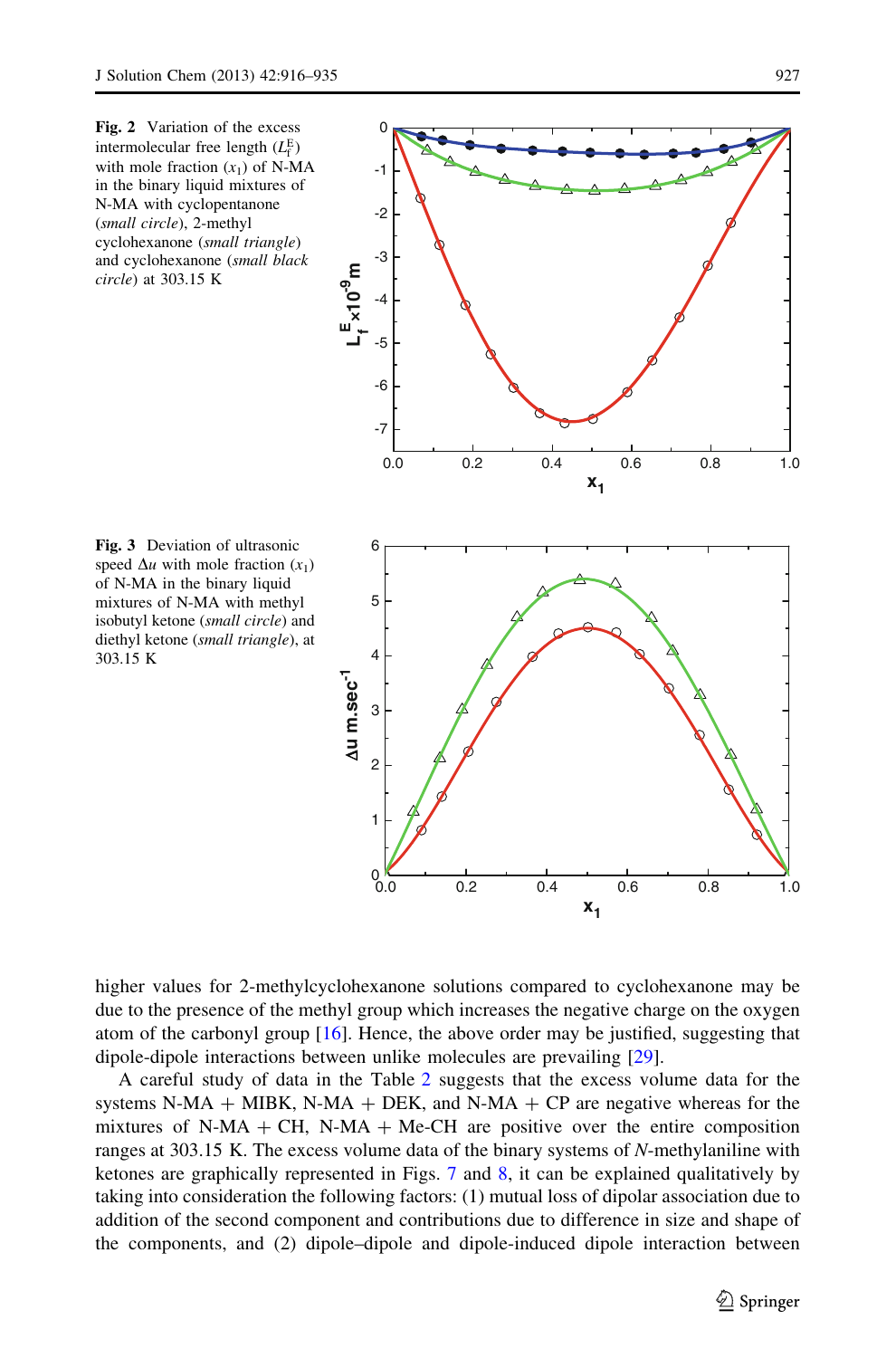**Fig. 2** Variation of the excess intermolecular free length ($L_f^E$) with mole fraction ($x_1$) of N-MA in the binary liquid mixtures of N-MA with cyclopentanone (*small circle*), 2-methyl cyclohexanone (*small triangle*) and cyclohexanone (*small black circle*) at 303.15 K

**Fig. 3** Deviation of ultrasonic speed $\Delta u$ with mole fraction ($x_1$) of N-MA in the binary liquid mixtures of N-MA with methyl isobutyl ketone (*small circle*) and diethyl ketone (*small triangle*), at 303.15 K

higher values for 2-methylcyclohexanone solutions compared to cyclohexanone may be due to the presence of the methyl group which increases the negative charge on the oxygen atom of the carbonyl group [16]. Hence, the above order may be justified, suggesting that dipole-dipole interactions between unlike molecules are prevailing [29].

A careful study of data in the Table 2 suggests that the excess volume data for the systems N-MA + MIBK, N-MA + DEK, and N-MA + CP are negative whereas for the mixtures of N-MA + CH, N-MA + Me-CH are positive over the entire composition ranges at 303.15 K. The excess volume data of the binary systems of *N*-methylaniline with ketones are graphically represented in Figs. 7 and 8, it can be explained qualitatively by taking into consideration the following factors: (1) mutual loss of dipolar association due to addition of the second component and contributions due to difference in size and shape of the components, and (2) dipole–dipole and dipole-induced dipole interaction between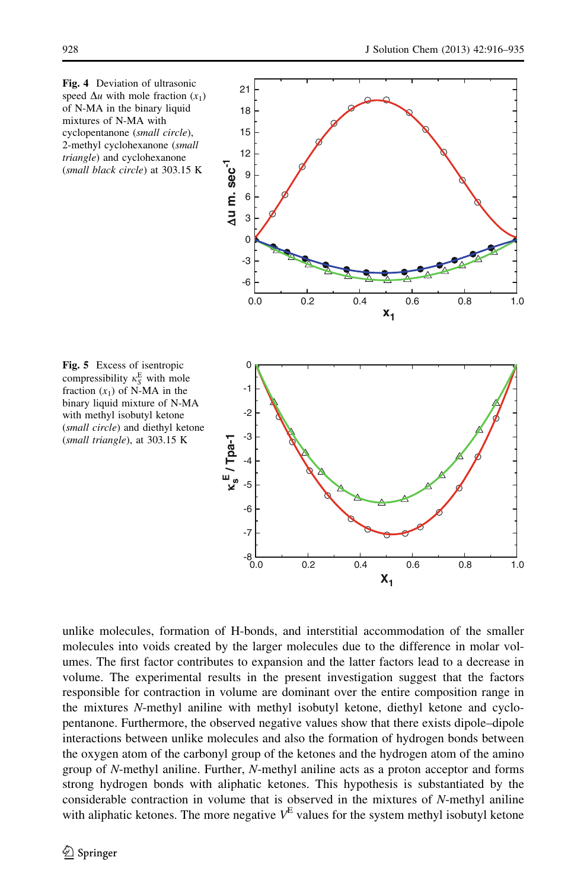**Fig. 4** Deviation of ultrasonic speed $\Delta u$ with mole fraction ($x_1$) of N-MA in the binary liquid mixtures of N-MA with cyclopentanone (*small circle*), 2-methyl cyclohexanone (*small triangle*) and cyclohexanone (*small black circle*) at 303.15 K

**Fig. 5** Excess of isentropic compressibility $\kappa_S^E$ with mole fraction ($x_1$) of N-MA in the binary liquid mixture of N-MA with methyl isobutyl ketone (*small circle*) and diethyl ketone (*small triangle*), at 303.15 K

unlike molecules, formation of H-bonds, and interstitial accommodation of the smaller molecules into voids created by the larger molecules due to the difference in molar volumes. The first factor contributes to expansion and the latter factors lead to a decrease in volume. The experimental results in the present investigation suggest that the factors responsible for contraction in volume are dominant over the entire composition range in the mixtures *N*-methyl aniline with methyl isobutyl ketone, diethyl ketone and cyclopentanone. Furthermore, the observed negative values show that there exists dipole–dipole interactions between unlike molecules and also the formation of hydrogen bonds between the oxygen atom of the carbonyl group of the ketones and the hydrogen atom of the amino group of *N*-methyl aniline. Further, *N*-methyl aniline acts as a proton acceptor and forms strong hydrogen bonds with aliphatic ketones. This hypothesis is substantiated by the considerable contraction in volume that is observed in the mixtures of *N*-methyl aniline with aliphatic ketones. The more negative $V^E$ values for the system methyl isobutyl ketone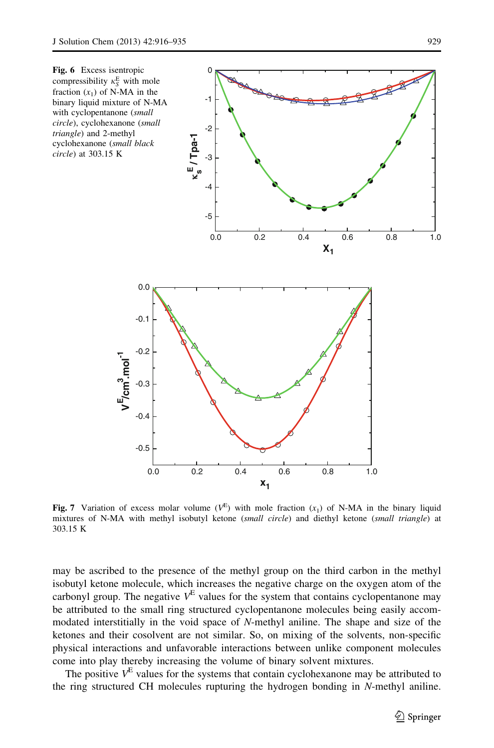**Fig. 6** Excess isentropic compressibility $\kappa_S^E$ with mole fraction ($x_1$) of N-MA in the binary liquid mixture of N-MA with cyclopentanone (*small circle*), cyclohexanone (*small triangle*) and 2-methyl cyclohexanone (*small black circle*) at 303.15 K

**Fig. 7** Variation of excess molar volume ($V^E$) with mole fraction ($x_1$) of N-MA in the binary liquid mixtures of N-MA with methyl isobutyl ketone (*small circle*) and diethyl ketone (*small triangle*) at 303.15 K

may be ascribed to the presence of the methyl group on the third carbon in the methyl isobutyl ketone molecule, which increases the negative charge on the oxygen atom of the carbonyl group. The negative $V^E$ values for the system that contains cyclopentanone may be attributed to the small ring structured cyclopentanone molecules being easily accommodated interstitially in the void space of *N*-methyl aniline. The shape and size of the ketones and their cosolvent are not similar. So, on mixing of the solvents, non-specific physical interactions and unfavorable interactions between unlike component molecules come into play thereby increasing the volume of binary solvent mixtures.

The positive $V^E$ values for the systems that contain cyclohexanone may be attributed to the ring structured CH molecules rupturing the hydrogen bonding in *N*-methyl aniline.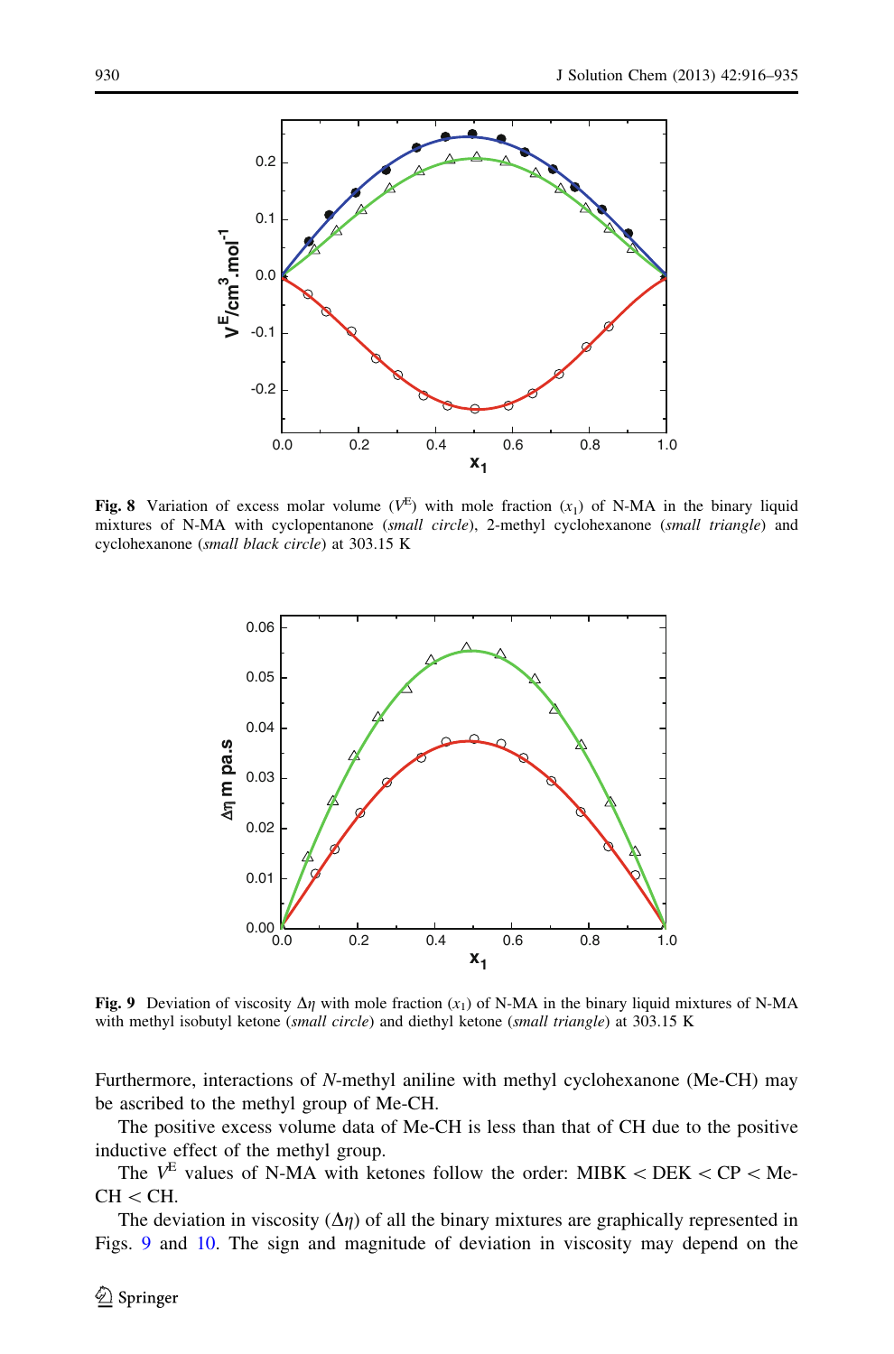**Fig. 8** Variation of excess molar volume ($V^E$) with mole fraction ($x_1$) of N-MA in the binary liquid mixtures of N-MA with cyclopentanone (*small circle*), 2-methyl cyclohexanone (*small triangle*) and cyclohexanone (*small black circle*) at 303.15 K

**Fig. 9** Deviation of viscosity $\Delta\eta$ with mole fraction ($x_1$) of N-MA in the binary liquid mixtures of N-MA with methyl isobutyl ketone (*small circle*) and diethyl ketone (*small triangle*) at 303.15 K

Furthermore, interactions of *N*-methyl aniline with methyl cyclohexanone (Me-CH) may be ascribed to the methyl group of Me-CH.

The positive excess volume data of Me-CH is less than that of CH due to the positive inductive effect of the methyl group.

The $V^E$ values of N-MA with ketones follow the order: MIBK < DEK < CP < Me-CH < CH.

The deviation in viscosity ($\Delta\eta$) of all the binary mixtures are graphically represented in Figs. 9 and 10. The sign and magnitude of deviation in viscosity may depend on the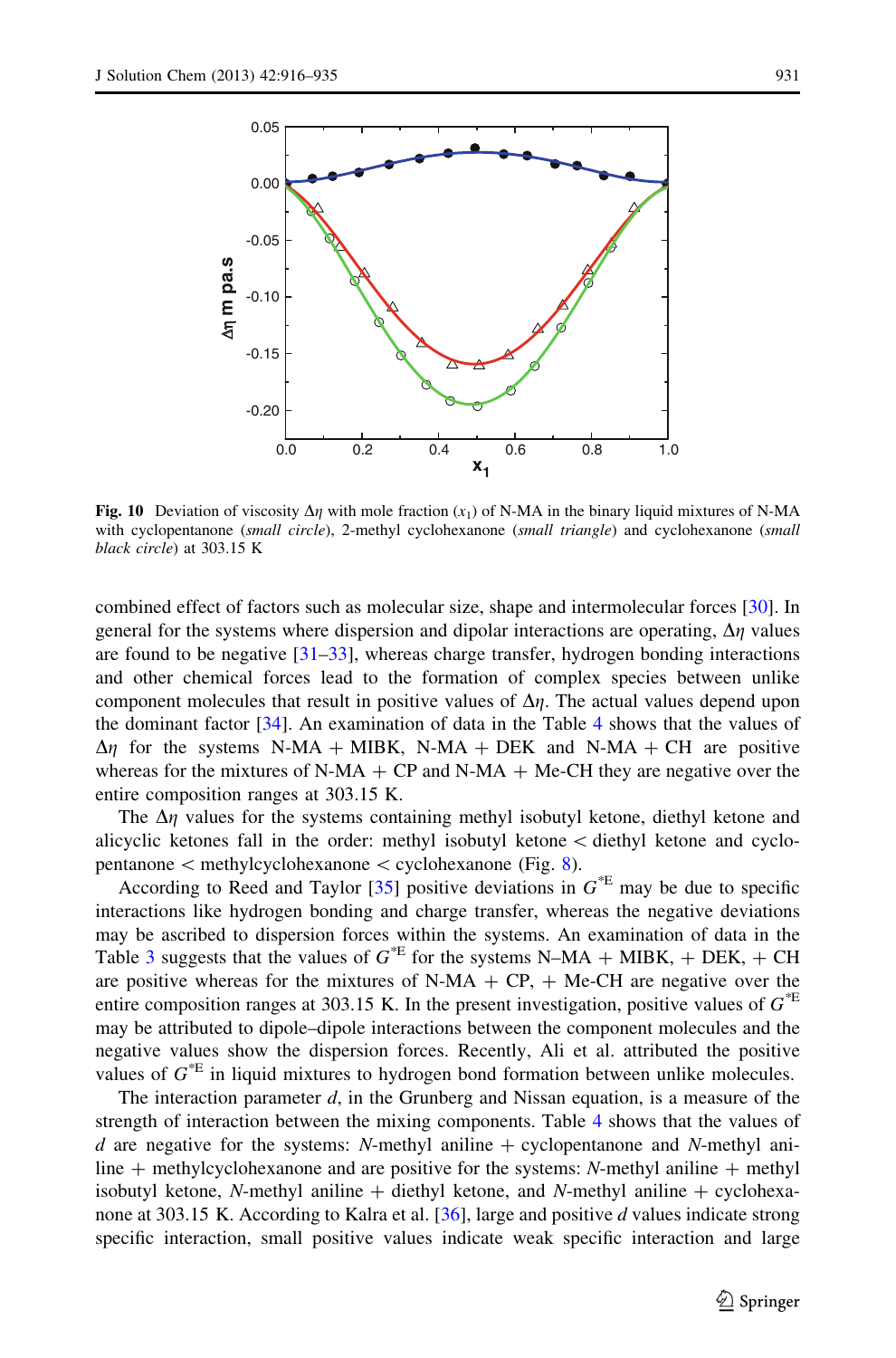**Fig. 10** Deviation of viscosity $\Delta\eta$ with mole fraction ($x_1$) of N-MA in the binary liquid mixtures of N-MA with cyclopentanone (*small circle*), 2-methyl cyclohexanone (*small triangle*) and cyclohexanone (*small black circle*) at 303.15 K

combined effect of factors such as molecular size, shape and intermolecular forces [30]. In general for the systems where dispersion and dipolar interactions are operating, $\Delta\eta$ values are found to be negative [31–33], whereas charge transfer, hydrogen bonding interactions and other chemical forces lead to the formation of complex species between unlike component molecules that result in positive values of $\Delta\eta$. The actual values depend upon the dominant factor [34]. An examination of data in the Table 4 shows that the values of $\Delta\eta$ for the systems N-MA + MIBK, N-MA + DEK and N-MA + CH are positive whereas for the mixtures of N-MA + CP and N-MA + Me-CH they are negative over the entire composition ranges at 303.15 K.

The $\Delta\eta$ values for the systems containing methyl isobutyl ketone, diethyl ketone and alicyclic ketones fall in the order: methyl isobutyl ketone < diethyl ketone and cyclopentanone < methylcyclohexanone < cyclohexanone (Fig. 8).

According to Reed and Taylor [35] positive deviations in $G^{*E}$ may be due to specific interactions like hydrogen bonding and charge transfer, whereas the negative deviations may be ascribed to dispersion forces within the systems. An examination of data in the Table 3 suggests that the values of $G^{*E}$ for the systems N–MA + MIBK, + DEK, + CH are positive whereas for the mixtures of N-MA + CP, + Me-CH are negative over the entire composition ranges at 303.15 K. In the present investigation, positive values of $G^{*E}$ may be attributed to dipole–dipole interactions between the component molecules and the negative values show the dispersion forces. Recently, Ali et al. attributed the positive values of $G^{*E}$ in liquid mixtures to hydrogen bond formation between unlike molecules.

The interaction parameter $d$, in the Grunberg and Nissan equation, is a measure of the strength of interaction between the mixing components. Table 4 shows that the values of $d$ are negative for the systems: *N*-methyl aniline + cyclopentanone and *N*-methyl aniline + methylcyclohexanone and are positive for the systems: *N*-methyl aniline + methyl isobutyl ketone, *N*-methyl aniline + diethyl ketone, and *N*-methyl aniline + cyclohexanone at 303.15 K. According to Kalra et al. [36], large and positive $d$ values indicate strong specific interaction, small positive values indicate weak specific interaction and large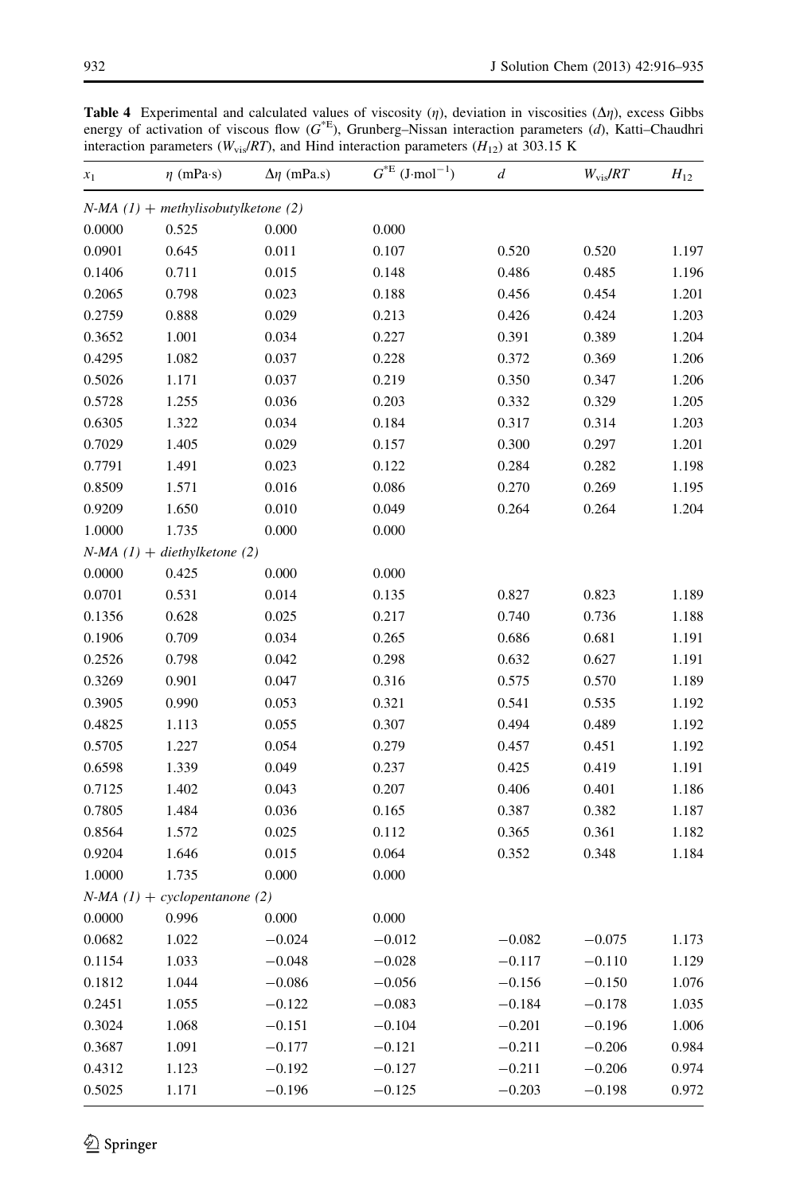**Table 4** Experimental and calculated values of viscosity ($\eta$), deviation in viscosities ($\Delta\eta$), excess Gibbs energy of activation of viscous flow ($G^{*E}$), Grunberg–Nissan interaction parameters ($d$), Katti–Chaudhri interaction parameters ($W_{vis}/RT$), and Hind interaction parameters ($H_{12}$) at 303.15 K

| $x_1$ | $\eta$ (mPa·s) | $\Delta\eta$ (mPa.s) | $G^{*E}$ (J·mol$^{-1}$) | $d$ | $W_{vis}/RT$ | $H_{12}$ |
|---|---|---|---|---|---|---|
| *N-MA (1) + methylisobutylketone (2)* | | | | | | |
| 0.0000 | 0.525 | 0.000 | 0.000 | | | |
| 0.0901 | 0.645 | 0.011 | 0.107 | 0.520 | 0.520 | 1.197 |
| 0.1406 | 0.711 | 0.015 | 0.148 | 0.486 | 0.485 | 1.196 |
| 0.2065 | 0.798 | 0.023 | 0.188 | 0.456 | 0.454 | 1.201 |
| 0.2759 | 0.888 | 0.029 | 0.213 | 0.426 | 0.424 | 1.203 |
| 0.3652 | 1.001 | 0.034 | 0.227 | 0.391 | 0.389 | 1.204 |
| 0.4295 | 1.082 | 0.037 | 0.228 | 0.372 | 0.369 | 1.206 |
| 0.5026 | 1.171 | 0.037 | 0.219 | 0.350 | 0.347 | 1.206 |
| 0.5728 | 1.255 | 0.036 | 0.203 | 0.332 | 0.329 | 1.205 |
| 0.6305 | 1.322 | 0.034 | 0.184 | 0.317 | 0.314 | 1.203 |
| 0.7029 | 1.405 | 0.029 | 0.157 | 0.300 | 0.297 | 1.201 |
| 0.7791 | 1.491 | 0.023 | 0.122 | 0.284 | 0.282 | 1.198 |
| 0.8509 | 1.571 | 0.016 | 0.086 | 0.270 | 0.269 | 1.195 |
| 0.9209 | 1.650 | 0.010 | 0.049 | 0.264 | 0.264 | 1.204 |
| 1.0000 | 1.735 | 0.000 | 0.000 | | | |
| *N-MA (1) + diethylketone (2)* | | | | | | |
| 0.0000 | 0.425 | 0.000 | 0.000 | | | |
| 0.0701 | 0.531 | 0.014 | 0.135 | 0.827 | 0.823 | 1.189 |
| 0.1356 | 0.628 | 0.025 | 0.217 | 0.740 | 0.736 | 1.188 |
| 0.1906 | 0.709 | 0.034 | 0.265 | 0.686 | 0.681 | 1.191 |
| 0.2526 | 0.798 | 0.042 | 0.298 | 0.632 | 0.627 | 1.191 |
| 0.3269 | 0.901 | 0.047 | 0.316 | 0.575 | 0.570 | 1.189 |
| 0.3905 | 0.990 | 0.053 | 0.321 | 0.541 | 0.535 | 1.192 |
| 0.4825 | 1.113 | 0.055 | 0.307 | 0.494 | 0.489 | 1.192 |
| 0.5705 | 1.227 | 0.054 | 0.279 | 0.457 | 0.451 | 1.192 |
| 0.6598 | 1.339 | 0.049 | 0.237 | 0.425 | 0.419 | 1.191 |
| 0.7125 | 1.402 | 0.043 | 0.207 | 0.406 | 0.401 | 1.186 |
| 0.7805 | 1.484 | 0.036 | 0.165 | 0.387 | 0.382 | 1.187 |
| 0.8564 | 1.572 | 0.025 | 0.112 | 0.365 | 0.361 | 1.182 |
| 0.9204 | 1.646 | 0.015 | 0.064 | 0.352 | 0.348 | 1.184 |
| 1.0000 | 1.735 | 0.000 | 0.000 | | | |
| *N-MA (1) + cyclopentanone (2)* | | | | | | |
| 0.0000 | 0.996 | 0.000 | 0.000 | | | |
| 0.0682 | 1.022 | −0.024 | −0.012 | −0.082 | −0.075 | 1.173 |
| 0.1154 | 1.033 | −0.048 | −0.028 | −0.117 | −0.110 | 1.129 |
| 0.1812 | 1.044 | −0.086 | −0.056 | −0.156 | −0.150 | 1.076 |
| 0.2451 | 1.055 | −0.122 | −0.083 | −0.184 | −0.178 | 1.035 |
| 0.3024 | 1.068 | −0.151 | −0.104 | −0.201 | −0.196 | 1.006 |
| 0.3687 | 1.091 | −0.177 | −0.121 | −0.211 | −0.206 | 0.984 |
| 0.4312 | 1.123 | −0.192 | −0.127 | −0.211 | −0.206 | 0.974 |
| 0.5025 | 1.171 | −0.196 | −0.125 | −0.203 | −0.198 | 0.972 |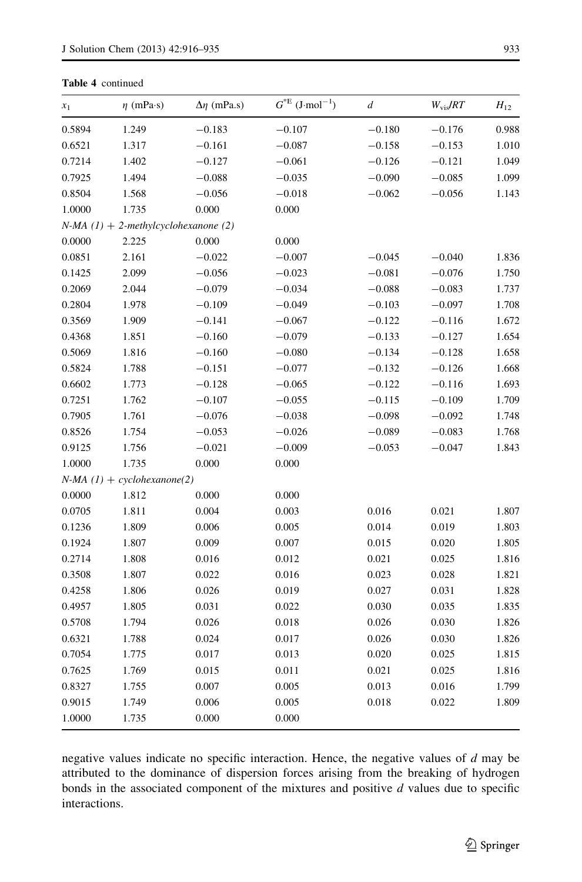**Table 4** continued

| $x_1$ | $\eta$ (mPa·s) | $\Delta\eta$ (mPa.s) | $G^{*E}$ (J·mol$^{-1}$) | $d$ | $W_{vis}/RT$ | $H_{12}$ |
|---|---|---|---|---|---|---|
| 0.5894 | 1.249 | −0.183 | −0.107 | −0.180 | −0.176 | 0.988 |
| 0.6521 | 1.317 | −0.161 | −0.087 | −0.158 | −0.153 | 1.010 |
| 0.7214 | 1.402 | −0.127 | −0.061 | −0.126 | −0.121 | 1.049 |
| 0.7925 | 1.494 | −0.088 | −0.035 | −0.090 | −0.085 | 1.099 |
| 0.8504 | 1.568 | −0.056 | −0.018 | −0.062 | −0.056 | 1.143 |
| 1.0000 | 1.735 | 0.000 | 0.000 | | | |
| *N-MA (1) + 2-methylcyclohexanone (2)* | | | | | | |
| 0.0000 | 2.225 | 0.000 | 0.000 | | | |
| 0.0851 | 2.161 | −0.022 | −0.007 | −0.045 | −0.040 | 1.836 |
| 0.1425 | 2.099 | −0.056 | −0.023 | −0.081 | −0.076 | 1.750 |
| 0.2069 | 2.044 | −0.079 | −0.034 | −0.088 | −0.083 | 1.737 |
| 0.2804 | 1.978 | −0.109 | −0.049 | −0.103 | −0.097 | 1.708 |
| 0.3569 | 1.909 | −0.141 | −0.067 | −0.122 | −0.116 | 1.672 |
| 0.4368 | 1.851 | −0.160 | −0.079 | −0.133 | −0.127 | 1.654 |
| 0.5069 | 1.816 | −0.160 | −0.080 | −0.134 | −0.128 | 1.658 |
| 0.5824 | 1.788 | −0.151 | −0.077 | −0.132 | −0.126 | 1.668 |
| 0.6602 | 1.773 | −0.128 | −0.065 | −0.122 | −0.116 | 1.693 |
| 0.7251 | 1.762 | −0.107 | −0.055 | −0.115 | −0.109 | 1.709 |
| 0.7905 | 1.761 | −0.076 | −0.038 | −0.098 | −0.092 | 1.748 |
| 0.8526 | 1.754 | −0.053 | −0.026 | −0.089 | −0.083 | 1.768 |
| 0.9125 | 1.756 | −0.021 | −0.009 | −0.053 | −0.047 | 1.843 |
| 1.0000 | 1.735 | 0.000 | 0.000 | | | |
| *N-MA (1) + cyclohexanone(2)* | | | | | | |
| 0.0000 | 1.812 | 0.000 | 0.000 | | | |
| 0.0705 | 1.811 | 0.004 | 0.003 | 0.016 | 0.021 | 1.807 |
| 0.1236 | 1.809 | 0.006 | 0.005 | 0.014 | 0.019 | 1.803 |
| 0.1924 | 1.807 | 0.009 | 0.007 | 0.015 | 0.020 | 1.805 |
| 0.2714 | 1.808 | 0.016 | 0.012 | 0.021 | 0.025 | 1.816 |
| 0.3508 | 1.807 | 0.022 | 0.016 | 0.023 | 0.028 | 1.821 |
| 0.4258 | 1.806 | 0.026 | 0.019 | 0.027 | 0.031 | 1.828 |
| 0.4957 | 1.805 | 0.031 | 0.022 | 0.030 | 0.035 | 1.835 |
| 0.5708 | 1.794 | 0.026 | 0.018 | 0.026 | 0.030 | 1.826 |
| 0.6321 | 1.788 | 0.024 | 0.017 | 0.026 | 0.030 | 1.826 |
| 0.7054 | 1.775 | 0.017 | 0.013 | 0.020 | 0.025 | 1.815 |
| 0.7625 | 1.769 | 0.015 | 0.011 | 0.021 | 0.025 | 1.816 |
| 0.8327 | 1.755 | 0.007 | 0.005 | 0.013 | 0.016 | 1.799 |
| 0.9015 | 1.749 | 0.006 | 0.005 | 0.018 | 0.022 | 1.809 |
| 1.0000 | 1.735 | 0.000 | 0.000 | | | |

negative values indicate no specific interaction. Hence, the negative values of $d$ may be attributed to the dominance of dispersion forces arising from the breaking of hydrogen bonds in the associated component of the mixtures and positive $d$ values due to specific interactions.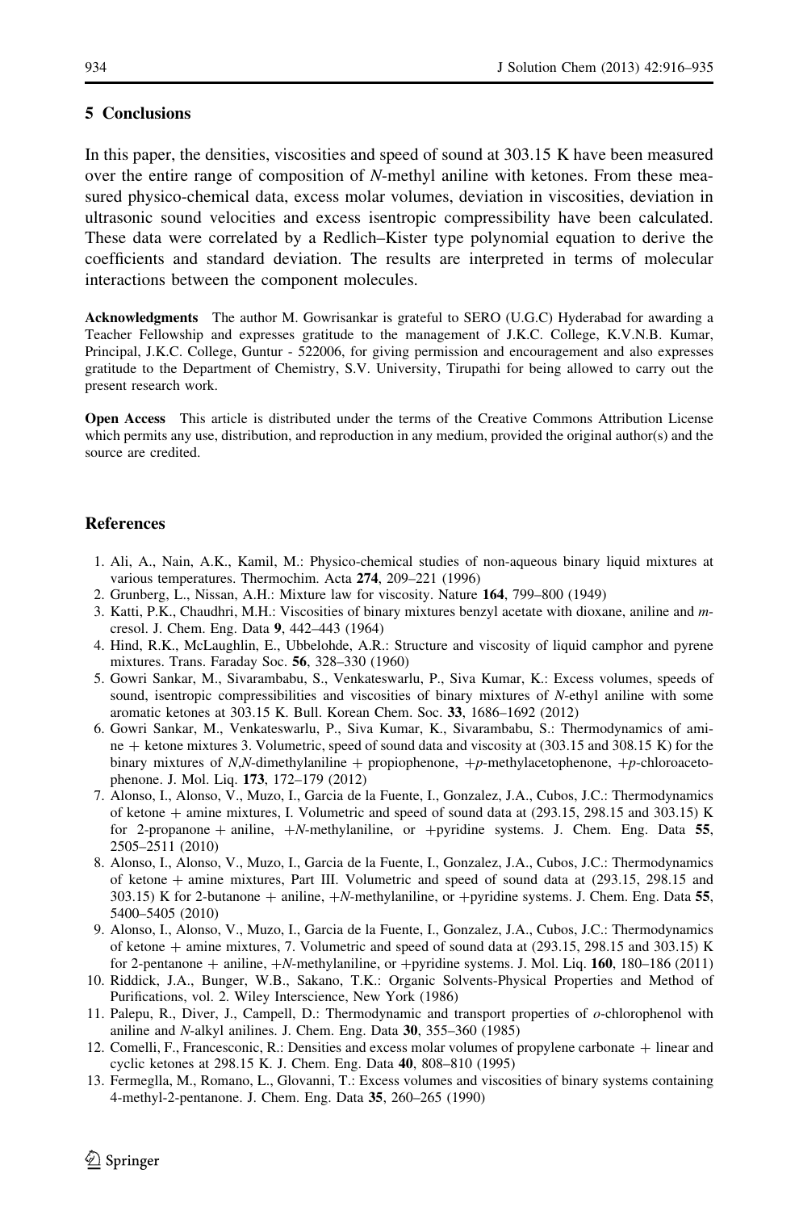## 5 Conclusions

In this paper, the densities, viscosities and speed of sound at 303.15 K have been measured over the entire range of composition of *N*-methyl aniline with ketones. From these measured physico-chemical data, excess molar volumes, deviation in viscosities, deviation in ultrasonic sound velocities and excess isentropic compressibility have been calculated. These data were correlated by a Redlich–Kister type polynomial equation to derive the coefficients and standard deviation. The results are interpreted in terms of molecular interactions between the component molecules.

**Acknowledgments** The author M. Gowrisankar is grateful to SERO (U.G.C) Hyderabad for awarding a Teacher Fellowship and expresses gratitude to the management of J.K.C. College, K.V.N.B. Kumar, Principal, J.K.C. College, Guntur - 522006, for giving permission and encouragement and also expresses gratitude to the Department of Chemistry, S.V. University, Tirupathi for being allowed to carry out the present research work.

**Open Access** This article is distributed under the terms of the Creative Commons Attribution License which permits any use, distribution, and reproduction in any medium, provided the original author(s) and the source are credited.

## References

1. Ali, A., Nain, A.K., Kamil, M.: Physico-chemical studies of non-aqueous binary liquid mixtures at various temperatures. Thermochim. Acta **274**, 209–221 (1996)
2. Grunberg, L., Nissan, A.H.: Mixture law for viscosity. Nature **164**, 799–800 (1949)
3. Katti, P.K., Chaudhri, M.H.: Viscosities of binary mixtures benzyl acetate with dioxane, aniline and *m*-cresol. J. Chem. Eng. Data **9**, 442–443 (1964)
4. Hind, R.K., McLaughlin, E., Ubbelohde, A.R.: Structure and viscosity of liquid camphor and pyrene mixtures. Trans. Faraday Soc. **56**, 328–330 (1960)
5. Gowri Sankar, M., Sivarambabu, S., Venkateswarlu, P., Siva Kumar, K.: Excess volumes, speeds of sound, isentropic compressibilities and viscosities of binary mixtures of *N*-ethyl aniline with some aromatic ketones at 303.15 K. Bull. Korean Chem. Soc. **33**, 1686–1692 (2012)
6. Gowri Sankar, M., Venkateswarlu, P., Siva Kumar, K., Sivarambabu, S.: Thermodynamics of amine + ketone mixtures 3. Volumetric, speed of sound data and viscosity at (303.15 and 308.15 K) for the binary mixtures of *N,N*-dimethylaniline + propiophenone, +*p*-methylacetophenone, +*p*-chloroacetophenone. J. Mol. Liq. **173**, 172–179 (2012)
7. Alonso, I., Alonso, V., Muzo, I., Garcia de la Fuente, I., Gonzalez, J.A., Cubos, J.C.: Thermodynamics of ketone + amine mixtures, I. Volumetric and speed of sound data at (293.15, 298.15 and 303.15) K for 2-propanone + aniline, +*N*-methylaniline, or +pyridine systems. J. Chem. Eng. Data **55**, 2505–2511 (2010)
8. Alonso, I., Alonso, V., Muzo, I., Garcia de la Fuente, I., Gonzalez, J.A., Cubos, J.C.: Thermodynamics of ketone + amine mixtures, Part III. Volumetric and speed of sound data at (293.15, 298.15 and 303.15) K for 2-butanone + aniline, +*N*-methylaniline, or +pyridine systems. J. Chem. Eng. Data **55**, 5400–5405 (2010)
9. Alonso, I., Alonso, V., Muzo, I., Garcia de la Fuente, I., Gonzalez, J.A., Cubos, J.C.: Thermodynamics of ketone + amine mixtures, 7. Volumetric and speed of sound data at (293.15, 298.15 and 303.15) K for 2-pentanone + aniline, +*N*-methylaniline, or +pyridine systems. J. Mol. Liq. **160**, 180–186 (2011)
10. Riddick, J.A., Bunger, W.B., Sakano, T.K.: Organic Solvents-Physical Properties and Method of Purifications, vol. 2. Wiley Interscience, New York (1986)
11. Palepu, R., Diver, J., Campell, D.: Thermodynamic and transport properties of *o*-chlorophenol with aniline and *N*-alkyl anilines. J. Chem. Eng. Data **30**, 355–360 (1985)
12. Comelli, F., Francesconic, R.: Densities and excess molar volumes of propylene carbonate + linear and cyclic ketones at 298.15 K. J. Chem. Eng. Data **40**, 808–810 (1995)
13. Fermeglla, M., Romano, L., Glovanni, T.: Excess volumes and viscosities of binary systems containing 4-methyl-2-pentanone. J. Chem. Eng. Data **35**, 260–265 (1990)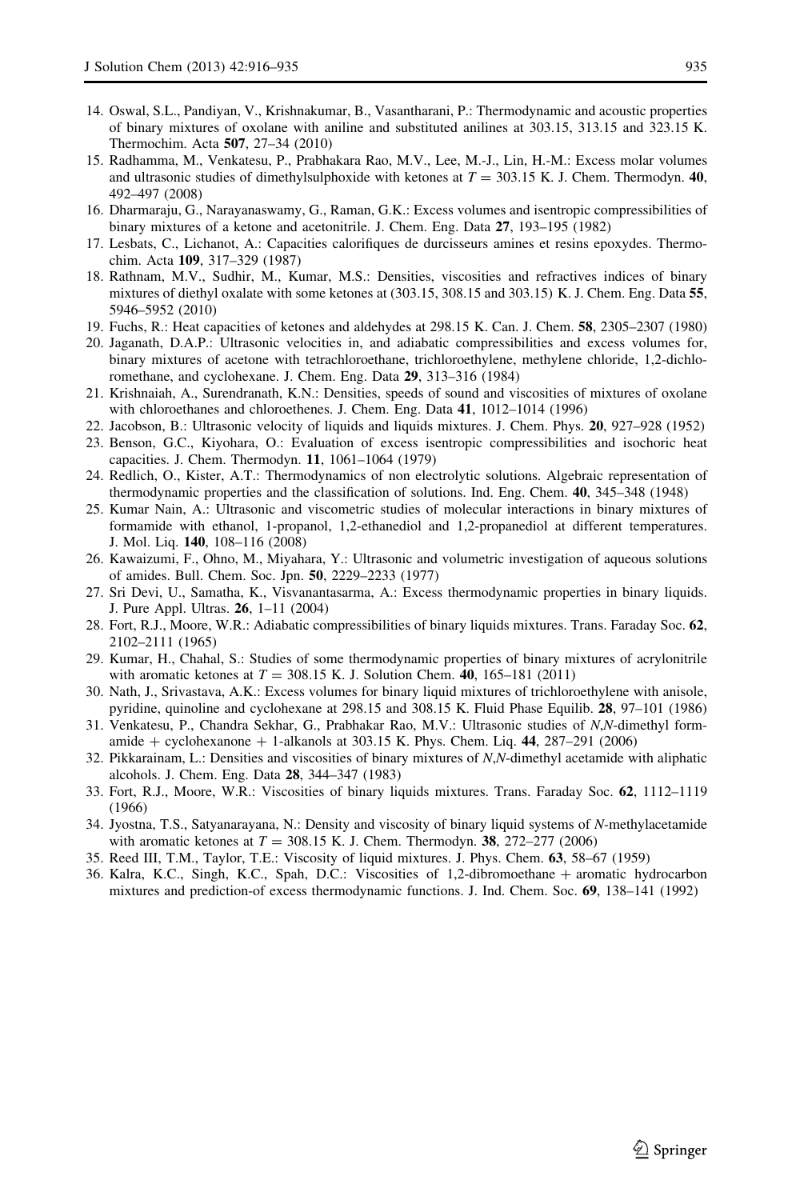14. Oswal, S.L., Pandiyan, V., Krishnakumar, B., Vasantharani, P.: Thermodynamic and acoustic properties of binary mixtures of oxolane with aniline and substituted anilines at 303.15, 313.15 and 323.15 K. Thermochim. Acta **507**, 27–34 (2010)
15. Radhamma, M., Venkatesu, P., Prabhakara Rao, M.V., Lee, M.-J., Lin, H.-M.: Excess molar volumes and ultrasonic studies of dimethylsulphoxide with ketones at $T = 303.15$ K. J. Chem. Thermodyn. **40**, 492–497 (2008)
16. Dharmaraju, G., Narayanaswamy, G., Raman, G.K.: Excess volumes and isentropic compressibilities of binary mixtures of a ketone and acetonitrile. J. Chem. Eng. Data **27**, 193–195 (1982)
17. Lesbats, C., Lichanot, A.: Capacities calorifiques de durcisseurs amines et resins epoxydes. Thermochim. Acta **109**, 317–329 (1987)
18. Rathnam, M.V., Sudhir, M., Kumar, M.S.: Densities, viscosities and refractives indices of binary mixtures of diethyl oxalate with some ketones at (303.15, 308.15 and 303.15) K. J. Chem. Eng. Data **55**, 5946–5952 (2010)
19. Fuchs, R.: Heat capacities of ketones and aldehydes at 298.15 K. Can. J. Chem. **58**, 2305–2307 (1980)
20. Jaganath, D.A.P.: Ultrasonic velocities in, and adiabatic compressibilities and excess volumes for, binary mixtures of acetone with tetrachloroethane, trichloroethylene, methylene chloride, 1,2-dichloromethane, and cyclohexane. J. Chem. Eng. Data **29**, 313–316 (1984)
21. Krishnaiah, A., Surendranath, K.N.: Densities, speeds of sound and viscosities of mixtures of oxolane with chloroethanes and chloroethenes. J. Chem. Eng. Data **41**, 1012–1014 (1996)
22. Jacobson, B.: Ultrasonic velocity of liquids and liquids mixtures. J. Chem. Phys. **20**, 927–928 (1952)
23. Benson, G.C., Kiyohara, O.: Evaluation of excess isentropic compressibilities and isochoric heat capacities. J. Chem. Thermodyn. **11**, 1061–1064 (1979)
24. Redlich, O., Kister, A.T.: Thermodynamics of non electrolytic solutions. Algebraic representation of thermodynamic properties and the classification of solutions. Ind. Eng. Chem. **40**, 345–348 (1948)
25. Kumar Nain, A.: Ultrasonic and viscometric studies of molecular interactions in binary mixtures of formamide with ethanol, 1-propanol, 1,2-ethanediol and 1,2-propanediol at different temperatures. J. Mol. Liq. **140**, 108–116 (2008)
26. Kawaizumi, F., Ohno, M., Miyahara, Y.: Ultrasonic and volumetric investigation of aqueous solutions of amides. Bull. Chem. Soc. Jpn. **50**, 2229–2233 (1977)
27. Sri Devi, U., Samatha, K., Visvanantasarma, A.: Excess thermodynamic properties in binary liquids. J. Pure Appl. Ultras. **26**, 1–11 (2004)
28. Fort, R.J., Moore, W.R.: Adiabatic compressibilities of binary liquids mixtures. Trans. Faraday Soc. **62**, 2102–2111 (1965)
29. Kumar, H., Chahal, S.: Studies of some thermodynamic properties of binary mixtures of acrylonitrile with aromatic ketones at $T = 308.15$ K. J. Solution Chem. **40**, 165–181 (2011)
30. Nath, J., Srivastava, A.K.: Excess volumes for binary liquid mixtures of trichloroethylene with anisole, pyridine, quinoline and cyclohexane at 298.15 and 308.15 K. Fluid Phase Equilib. **28**, 97–101 (1986)
31. Venkatesu, P., Chandra Sekhar, G., Prabhakar Rao, M.V.: Ultrasonic studies of *N*,*N*-dimethyl formamide + cyclohexanone + 1-alkanols at 303.15 K. Phys. Chem. Liq. **44**, 287–291 (2006)
32. Pikkarainam, L.: Densities and viscosities of binary mixtures of *N*,*N*-dimethyl acetamide with aliphatic alcohols. J. Chem. Eng. Data **28**, 344–347 (1983)
33. Fort, R.J., Moore, W.R.: Viscosities of binary liquids mixtures. Trans. Faraday Soc. **62**, 1112–1119 (1966)
34. Jyostna, T.S., Satyanarayana, N.: Density and viscosity of binary liquid systems of *N*-methylacetamide with aromatic ketones at $T = 308.15$ K. J. Chem. Thermodyn. **38**, 272–277 (2006)
35. Reed III, T.M., Taylor, T.E.: Viscosity of liquid mixtures. J. Phys. Chem. **63**, 58–67 (1959)
36. Kalra, K.C., Singh, K.C., Spah, D.C.: Viscosities of 1,2-dibromoethane + aromatic hydrocarbon mixtures and prediction-of excess thermodynamic functions. J. Ind. Chem. Soc. **69**, 138–141 (1992)